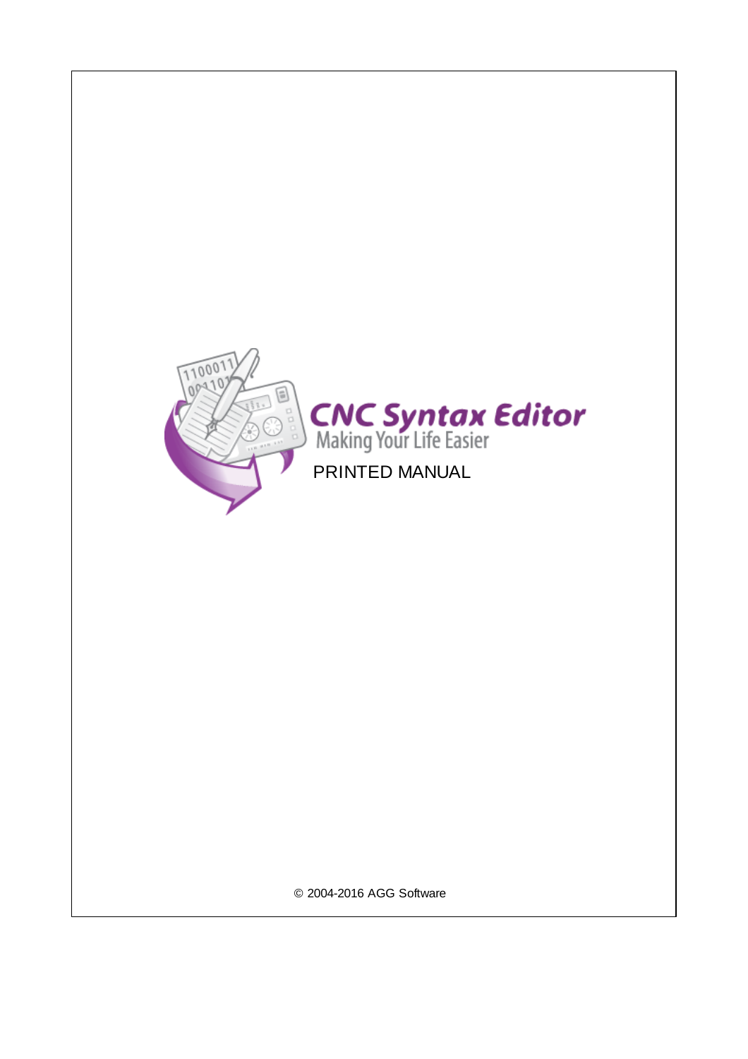# CNC Syntax Editor

Making Your Life Easier

PRINTED MANUAL

© 2004-2016 AGG Software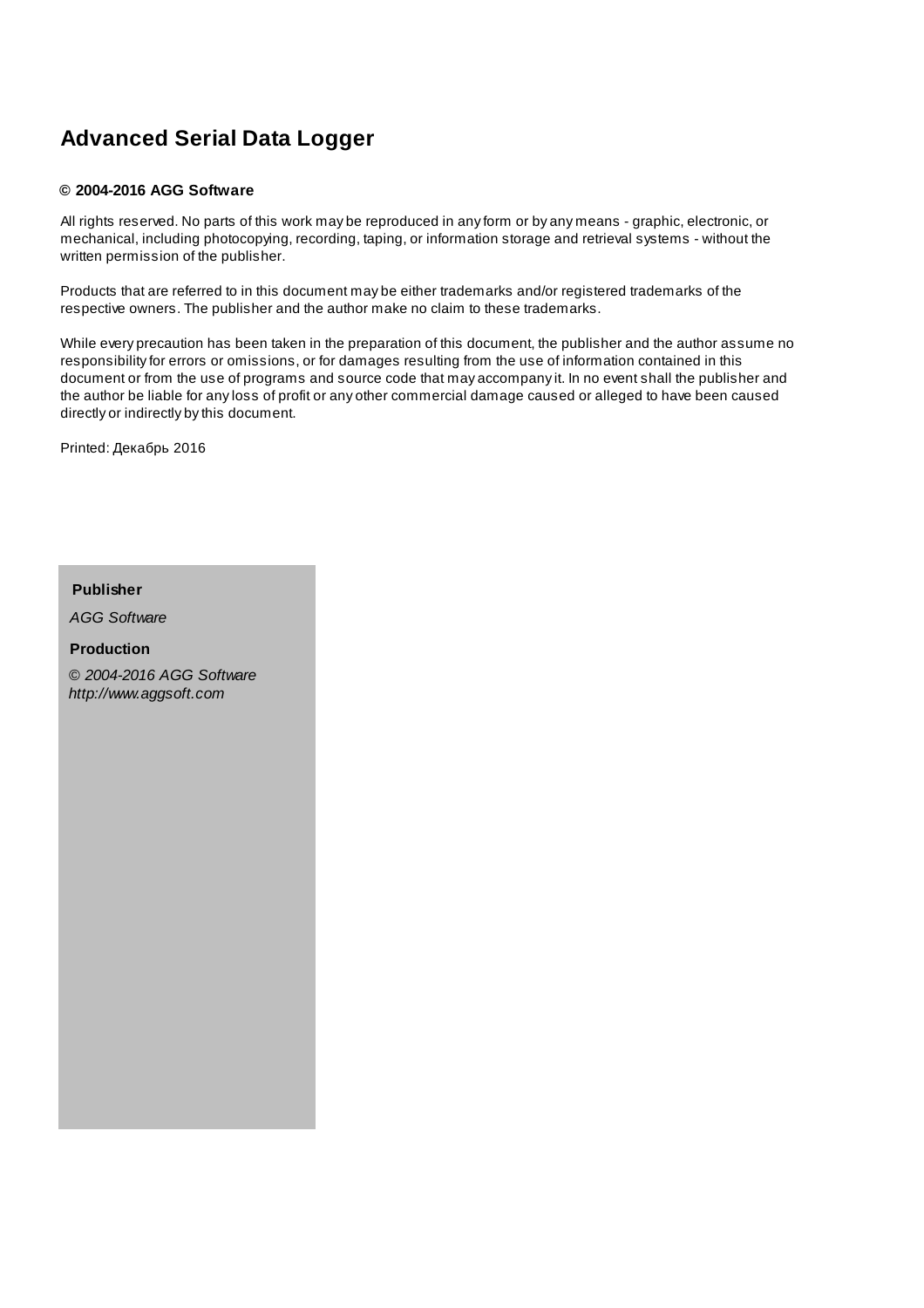# Advanced Serial Data Logger

**© 2004-2016 AGG Software**

All rights reserved. No parts of this work may be reproduced in any form or by any means - graphic, electronic, or mechanical, including photocopying, recording, taping, or information storage and retrieval systems - without the written permission of the publisher.

Products that are referred to in this document may be either trademarks and/or registered trademarks of the respective owners. The publisher and the author make no claim to these trademarks.

While every precaution has been taken in the preparation of this document, the publisher and the author assume no responsibility for errors or omissions, or for damages resulting from the use of information contained in this document or from the use of programs and source code that may accompany it. In no event shall the publisher and the author be liable for any loss of profit or any other commercial damage caused or alleged to have been caused directly or indirectly by this document.

Printed: Декабрь 2016

**Publisher**

*AGG Software*

**Production**

*© 2004-2016 AGG Software*
*http://www.aggsoft.com*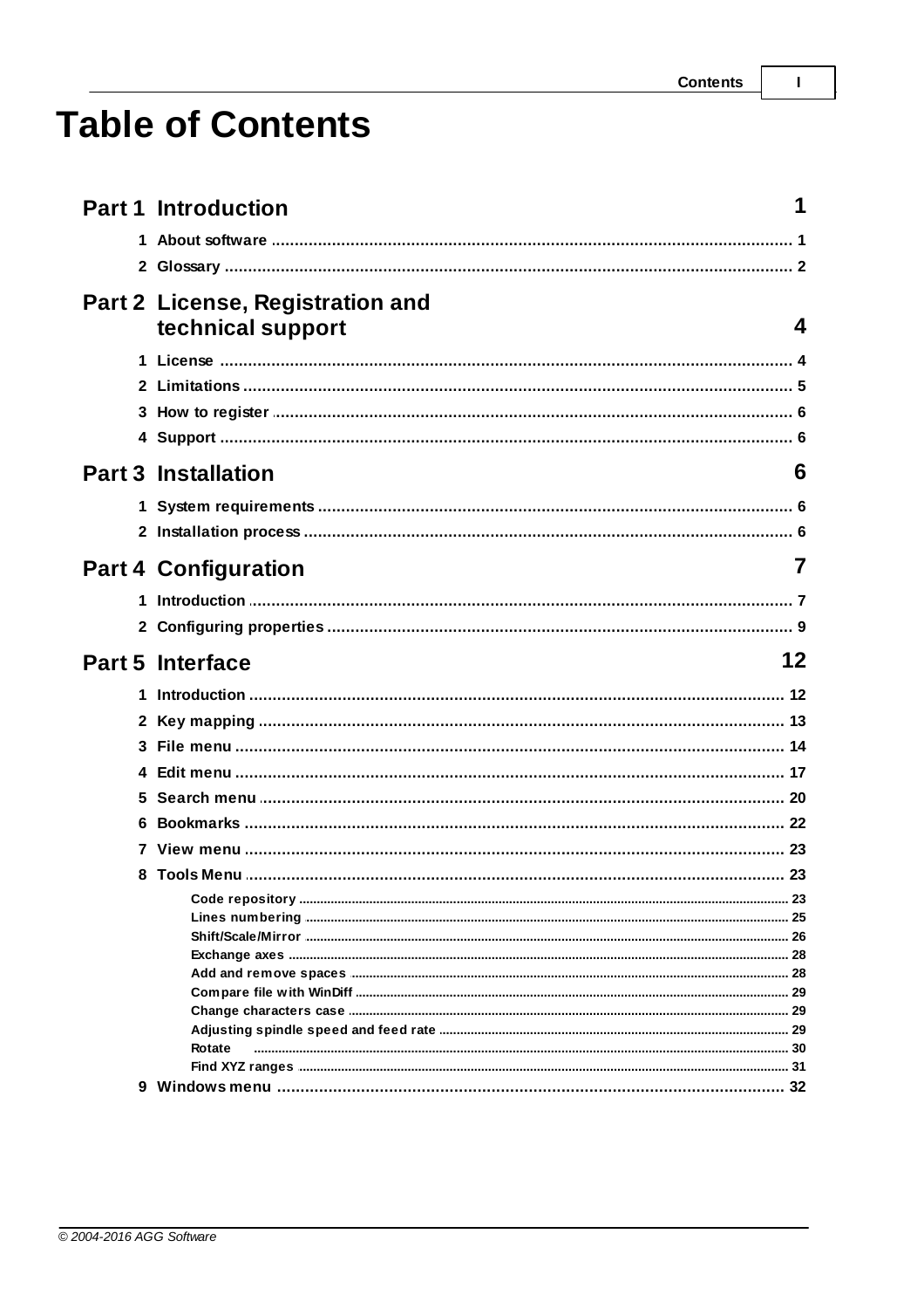# Table of Contents

**Part 1 Introduction** 1

1 About software ... 1

2 Glossary ... 2

**Part 2 License, Registration and technical support** 4

1 License ... 4

2 Limitations ... 5

3 How to register ... 6

4 Support ... 6

**Part 3 Installation** 6

1 System requirements ... 6

2 Installation process ... 6

**Part 4 Configuration** 7

1 Introduction ... 7

2 Configuring properties ... 9

**Part 5 Interface** 12

1 Introduction ... 12

2 Key mapping ... 13

3 File menu ... 14

4 Edit menu ... 17

5 Search menu ... 20

6 Bookmarks ... 22

7 View menu ... 23

8 Tools Menu ... 23

- Code repository ... 23
- Lines numbering ... 25
- Shift/Scale/Mirror ... 26
- Exchange axes ... 28
- Add and remove spaces ... 28
- Compare file with WinDiff ... 29
- Change characters case ... 29
- Adjusting spindle speed and feed rate ... 29
- Rotate ... 30
- Find XYZ ranges ... 31

9 Windows menu ... 32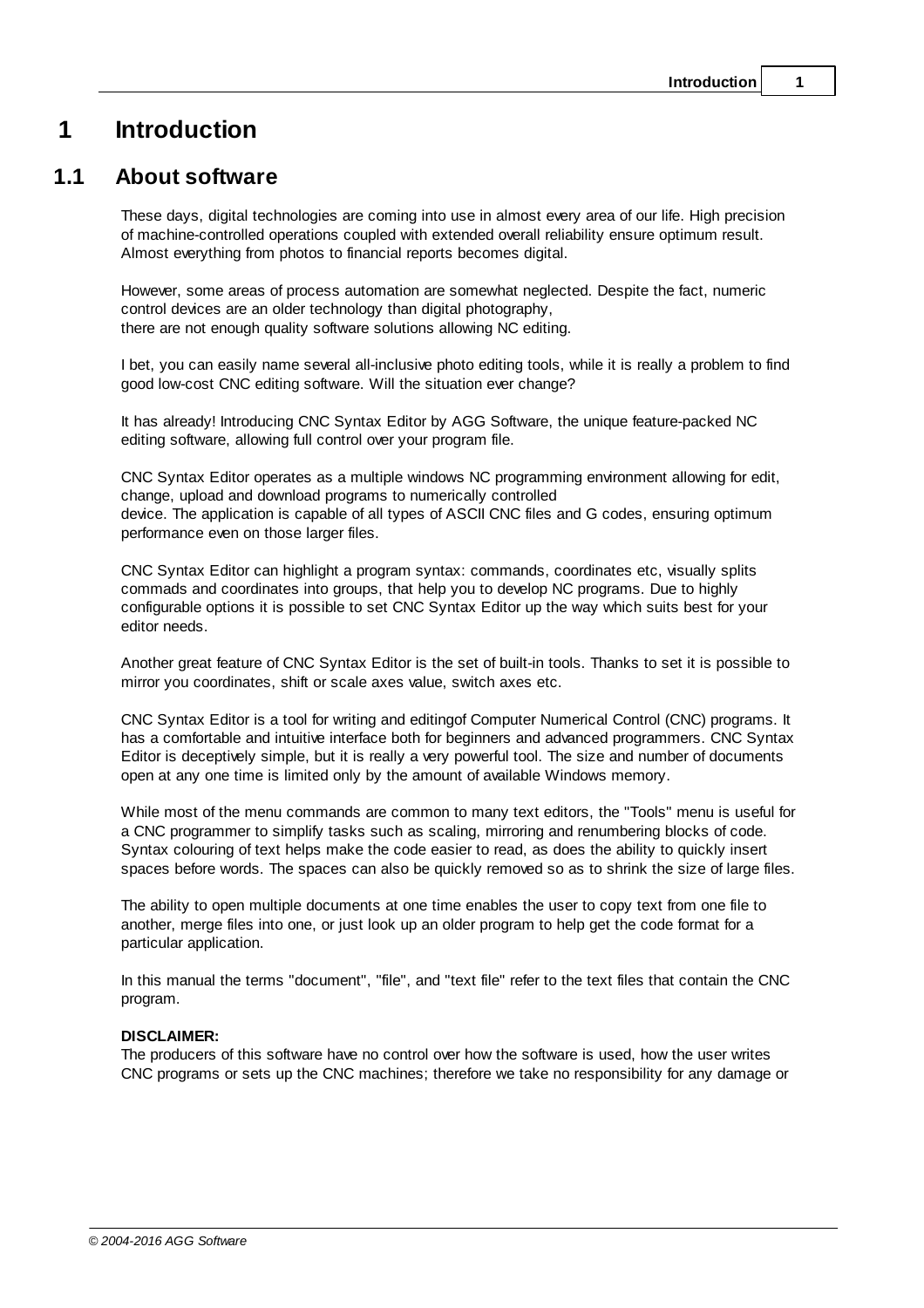# 1 Introduction

## 1.1 About software

These days, digital technologies are coming into use in almost every area of our life. High precision of machine-controlled operations coupled with extended overall reliability ensure optimum result. Almost everything from photos to financial reports becomes digital.

However, some areas of process automation are somewhat neglected. Despite the fact, numeric control devices are an older technology than digital photography,
there are not enough quality software solutions allowing NC editing.

I bet, you can easily name several all-inclusive photo editing tools, while it is really a problem to find good low-cost CNC editing software. Will the situation ever change?

It has already! Introducing CNC Syntax Editor by AGG Software, the unique feature-packed NC editing software, allowing full control over your program file.

CNC Syntax Editor operates as a multiple windows NC programming environment allowing for edit, change, upload and download programs to numerically controlled
device. The application is capable of all types of ASCII CNC files and G codes, ensuring optimum performance even on those larger files.

CNC Syntax Editor can highlight a program syntax: commands, coordinates etc, visually splits commads and coordinates into groups, that help you to develop NC programs. Due to highly configurable options it is possible to set CNC Syntax Editor up the way which suits best for your editor needs.

Another great feature of CNC Syntax Editor is the set of built-in tools. Thanks to set it is possible to mirror you coordinates, shift or scale axes value, switch axes etc.

CNC Syntax Editor is a tool for writing and editingof Computer Numerical Control (CNC) programs. It has a comfortable and intuitive interface both for beginners and advanced programmers. CNC Syntax Editor is deceptively simple, but it is really a very powerful tool. The size and number of documents open at any one time is limited only by the amount of available Windows memory.

While most of the menu commands are common to many text editors, the "Tools" menu is useful for a CNC programmer to simplify tasks such as scaling, mirroring and renumbering blocks of code. Syntax colouring of text helps make the code easier to read, as does the ability to quickly insert spaces before words. The spaces can also be quickly removed so as to shrink the size of large files.

The ability to open multiple documents at one time enables the user to copy text from one file to another, merge files into one, or just look up an older program to help get the code format for a particular application.

In this manual the terms "document", "file", and "text file" refer to the text files that contain the CNC program.

**DISCLAIMER:**
The producers of this software have no control over how the software is used, how the user writes CNC programs or sets up the CNC machines; therefore we take no responsibility for any damage or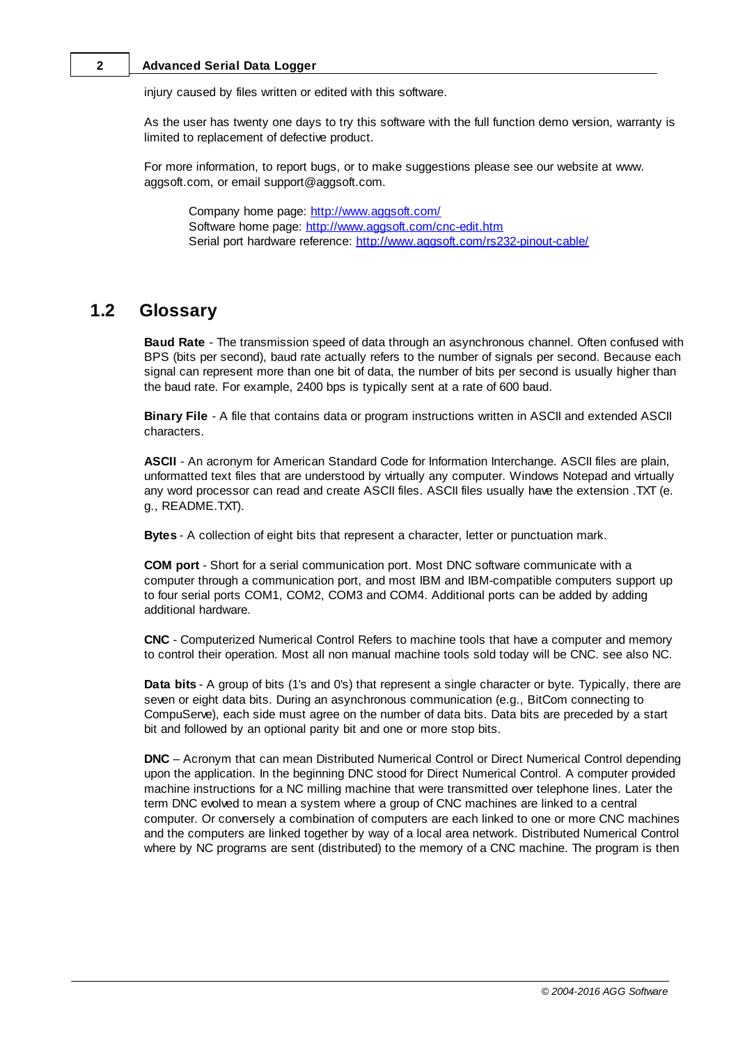injury caused by files written or edited with this software.

As the user has twenty one days to try this software with the full function demo version, warranty is limited to replacement of defective product.

For more information, to report bugs, or to make suggestions please see our website at www. aggsoft.com, or email support@aggsoft.com.

> Company home page: [http://www.aggsoft.com/](http://www.aggsoft.com/)
> Software home page: [http://www.aggsoft.com/cnc-edit.htm](http://www.aggsoft.com/cnc-edit.htm)
> Serial port hardware reference: [http://www.aggsoft.com/rs232-pinout-cable/](http://www.aggsoft.com/rs232-pinout-cable/)

## 1.2 Glossary

**Baud Rate** - The transmission speed of data through an asynchronous channel. Often confused with BPS (bits per second), baud rate actually refers to the number of signals per second. Because each signal can represent more than one bit of data, the number of bits per second is usually higher than the baud rate. For example, 2400 bps is typically sent at a rate of 600 baud.

**Binary File** - A file that contains data or program instructions written in ASCII and extended ASCII characters.

**ASCII** - An acronym for American Standard Code for Information Interchange. ASCII files are plain, unformatted text files that are understood by virtually any computer. Windows Notepad and virtually any word processor can read and create ASCII files. ASCII files usually have the extension .TXT (e. g., README.TXT).

**Bytes** - A collection of eight bits that represent a character, letter or punctuation mark.

**COM port** - Short for a serial communication port. Most DNC software communicate with a computer through a communication port, and most IBM and IBM-compatible computers support up to four serial ports COM1, COM2, COM3 and COM4. Additional ports can be added by adding additional hardware.

**CNC** - Computerized Numerical Control Refers to machine tools that have a computer and memory to control their operation. Most all non manual machine tools sold today will be CNC. see also NC.

**Data bits** - A group of bits (1's and 0's) that represent a single character or byte. Typically, there are seven or eight data bits. During an asynchronous communication (e.g., BitCom connecting to CompuServe), each side must agree on the number of data bits. Data bits are preceded by a start bit and followed by an optional parity bit and one or more stop bits.

**DNC** – Acronym that can mean Distributed Numerical Control or Direct Numerical Control depending upon the application. In the beginning DNC stood for Direct Numerical Control. A computer provided machine instructions for a NC milling machine that were transmitted over telephone lines. Later the term DNC evolved to mean a system where a group of CNC machines are linked to a central computer. Or conversely a combination of computers are each linked to one or more CNC machines and the computers are linked together by way of a local area network. Distributed Numerical Control where by NC programs are sent (distributed) to the memory of a CNC machine. The program is then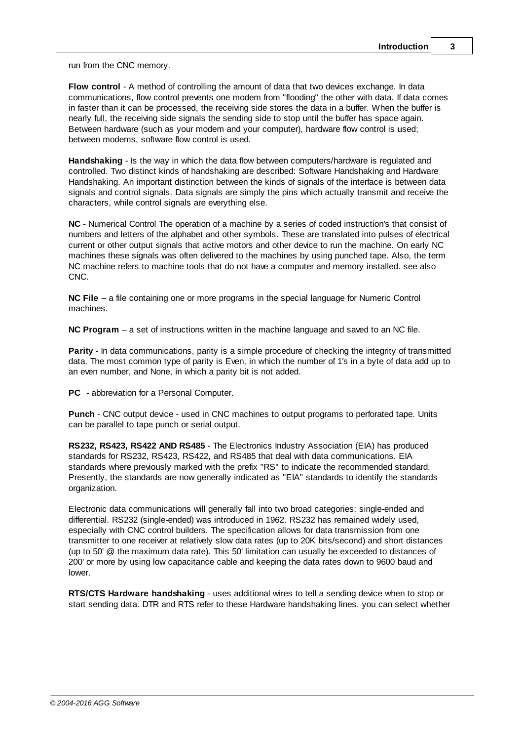run from the CNC memory.

**Flow control** - A method of controlling the amount of data that two devices exchange. In data communications, flow control prevents one modem from "flooding" the other with data. If data comes in faster than it can be processed, the receiving side stores the data in a buffer. When the buffer is nearly full, the receiving side signals the sending side to stop until the buffer has space again. Between hardware (such as your modem and your computer), hardware flow control is used; between modems, software flow control is used.

**Handshaking** - Is the way in which the data flow between computers/hardware is regulated and controlled. Two distinct kinds of handshaking are described: Software Handshaking and Hardware Handshaking. An important distinction between the kinds of signals of the interface is between data signals and control signals. Data signals are simply the pins which actually transmit and receive the characters, while control signals are everything else.

**NC** - Numerical Control The operation of a machine by a series of coded instruction's that consist of numbers and letters of the alphabet and other symbols. These are translated into pulses of electrical current or other output signals that active motors and other device to run the machine. On early NC machines these signals was often delivered to the machines by using punched tape. Also, the term NC machine refers to machine tools that do not have a computer and memory installed. see also CNC.

**NC File** – a file containing one or more programs in the special language for Numeric Control machines.

**NC Program** – a set of instructions written in the machine language and saved to an NC file.

**Parity** - In data communications, parity is a simple procedure of checking the integrity of transmitted data. The most common type of parity is Even, in which the number of 1's in a byte of data add up to an even number, and None, in which a parity bit is not added.

**PC** - abbreviation for a Personal Computer.

**Punch** - CNC output device - used in CNC machines to output programs to perforated tape. Units can be parallel to tape punch or serial output.

**RS232, RS423, RS422 AND RS485** - The Electronics Industry Association (EIA) has produced standards for RS232, RS423, RS422, and RS485 that deal with data communications. EIA standards where previously marked with the prefix "RS" to indicate the recommended standard. Presently, the standards are now generally indicated as "EIA" standards to identify the standards organization.

Electronic data communications will generally fall into two broad categories: single-ended and differential. RS232 (single-ended) was introduced in 1962. RS232 has remained widely used, especially with CNC control builders. The specification allows for data transmission from one transmitter to one receiver at relatively slow data rates (up to 20K bits/second) and short distances (up to 50' @ the maximum data rate). This 50' limitation can usually be exceeded to distances of 200' or more by using low capacitance cable and keeping the data rates down to 9600 baud and lower.

**RTS/CTS Hardware handshaking** - uses additional wires to tell a sending device when to stop or start sending data. DTR and RTS refer to these Hardware handshaking lines. you can select whether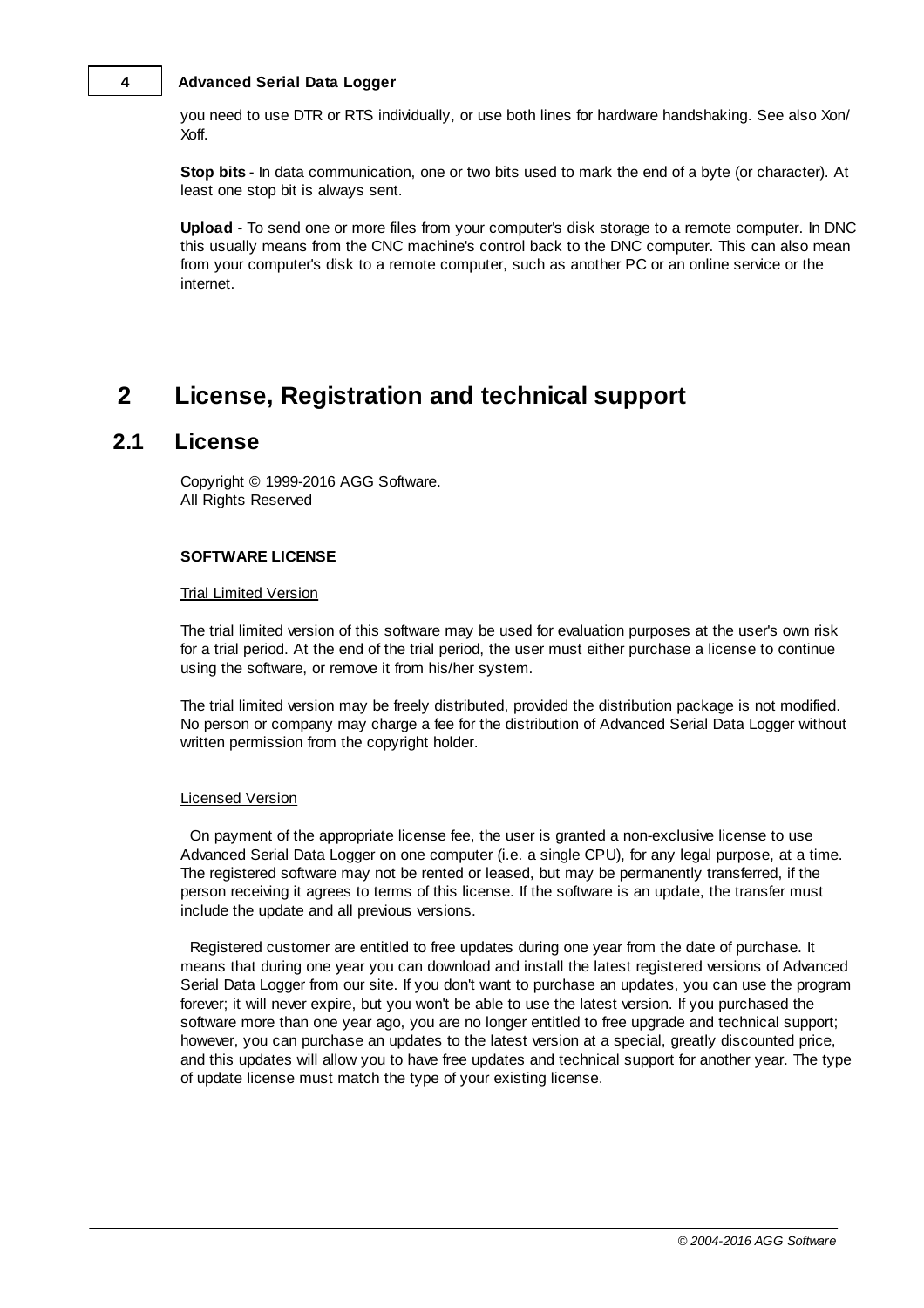you need to use DTR or RTS individually, or use both lines for hardware handshaking. See also Xon/Xoff.

**Stop bits** - In data communication, one or two bits used to mark the end of a byte (or character). At least one stop bit is always sent.

**Upload** - To send one or more files from your computer's disk storage to a remote computer. In DNC this usually means from the CNC machine's control back to the DNC computer. This can also mean from your computer's disk to a remote computer, such as another PC or an online service or the internet.

# 2 License, Registration and technical support

## 2.1 License

Copyright © 1999-2016 AGG Software.
All Rights Reserved

**SOFTWARE LICENSE**

Trial Limited Version

The trial limited version of this software may be used for evaluation purposes at the user's own risk for a trial period. At the end of the trial period, the user must either purchase a license to continue using the software, or remove it from his/her system.

The trial limited version may be freely distributed, provided the distribution package is not modified. No person or company may charge a fee for the distribution of Advanced Serial Data Logger without written permission from the copyright holder.

Licensed Version

On payment of the appropriate license fee, the user is granted a non-exclusive license to use Advanced Serial Data Logger on one computer (i.e. a single CPU), for any legal purpose, at a time. The registered software may not be rented or leased, but may be permanently transferred, if the person receiving it agrees to terms of this license. If the software is an update, the transfer must include the update and all previous versions.

Registered customer are entitled to free updates during one year from the date of purchase. It means that during one year you can download and install the latest registered versions of Advanced Serial Data Logger from our site. If you don't want to purchase an updates, you can use the program forever; it will never expire, but you won't be able to use the latest version. If you purchased the software more than one year ago, you are no longer entitled to free upgrade and technical support; however, you can purchase an updates to the latest version at a special, greatly discounted price, and this updates will allow you to have free updates and technical support for another year. The type of update license must match the type of your existing license.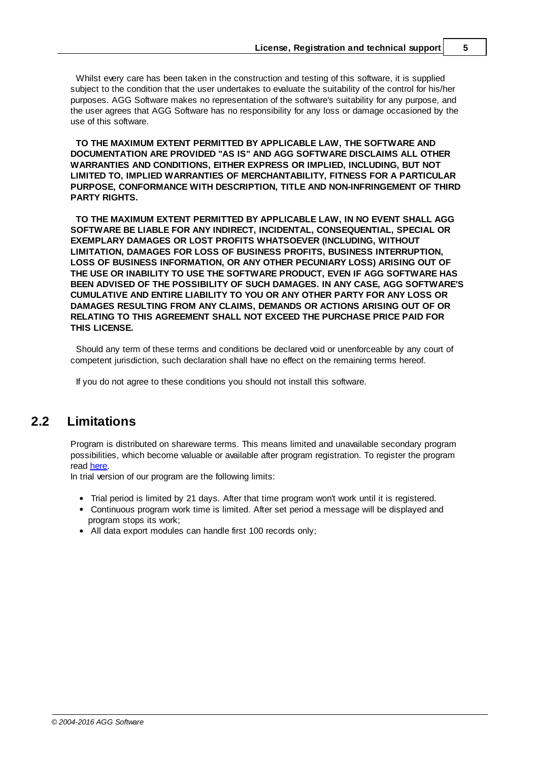Whilst every care has been taken in the construction and testing of this software, it is supplied subject to the condition that the user undertakes to evaluate the suitability of the control for his/her purposes. AGG Software makes no representation of the software's suitability for any purpose, and the user agrees that AGG Software has no responsibility for any loss or damage occasioned by the use of this software.

**TO THE MAXIMUM EXTENT PERMITTED BY APPLICABLE LAW, THE SOFTWARE AND DOCUMENTATION ARE PROVIDED "AS IS" AND AGG SOFTWARE DISCLAIMS ALL OTHER WARRANTIES AND CONDITIONS, EITHER EXPRESS OR IMPLIED, INCLUDING, BUT NOT LIMITED TO, IMPLIED WARRANTIES OF MERCHANTABILITY, FITNESS FOR A PARTICULAR PURPOSE, CONFORMANCE WITH DESCRIPTION, TITLE AND NON-INFRINGEMENT OF THIRD PARTY RIGHTS.**

**TO THE MAXIMUM EXTENT PERMITTED BY APPLICABLE LAW, IN NO EVENT SHALL AGG SOFTWARE BE LIABLE FOR ANY INDIRECT, INCIDENTAL, CONSEQUENTIAL, SPECIAL OR EXEMPLARY DAMAGES OR LOST PROFITS WHATSOEVER (INCLUDING, WITHOUT LIMITATION, DAMAGES FOR LOSS OF BUSINESS PROFITS, BUSINESS INTERRUPTION, LOSS OF BUSINESS INFORMATION, OR ANY OTHER PECUNIARY LOSS) ARISING OUT OF THE USE OR INABILITY TO USE THE SOFTWARE PRODUCT, EVEN IF AGG SOFTWARE HAS BEEN ADVISED OF THE POSSIBILITY OF SUCH DAMAGES. IN ANY CASE, AGG SOFTWARE'S CUMULATIVE AND ENTIRE LIABILITY TO YOU OR ANY OTHER PARTY FOR ANY LOSS OR DAMAGES RESULTING FROM ANY CLAIMS, DEMANDS OR ACTIONS ARISING OUT OF OR RELATING TO THIS AGREEMENT SHALL NOT EXCEED THE PURCHASE PRICE PAID FOR THIS LICENSE.**

Should any term of these terms and conditions be declared void or unenforceable by any court of competent jurisdiction, such declaration shall have no effect on the remaining terms hereof.

If you do not agree to these conditions you should not install this software.

## 2.2 Limitations

Program is distributed on shareware terms. This means limited and unavailable secondary program possibilities, which become valuable or available after program registration. To register the program read here.

In trial version of our program are the following limits:

- Trial period is limited by 21 days. After that time program won't work until it is registered.
- Continuous program work time is limited. After set period a message will be displayed and program stops its work;
- All data export modules can handle first 100 records only;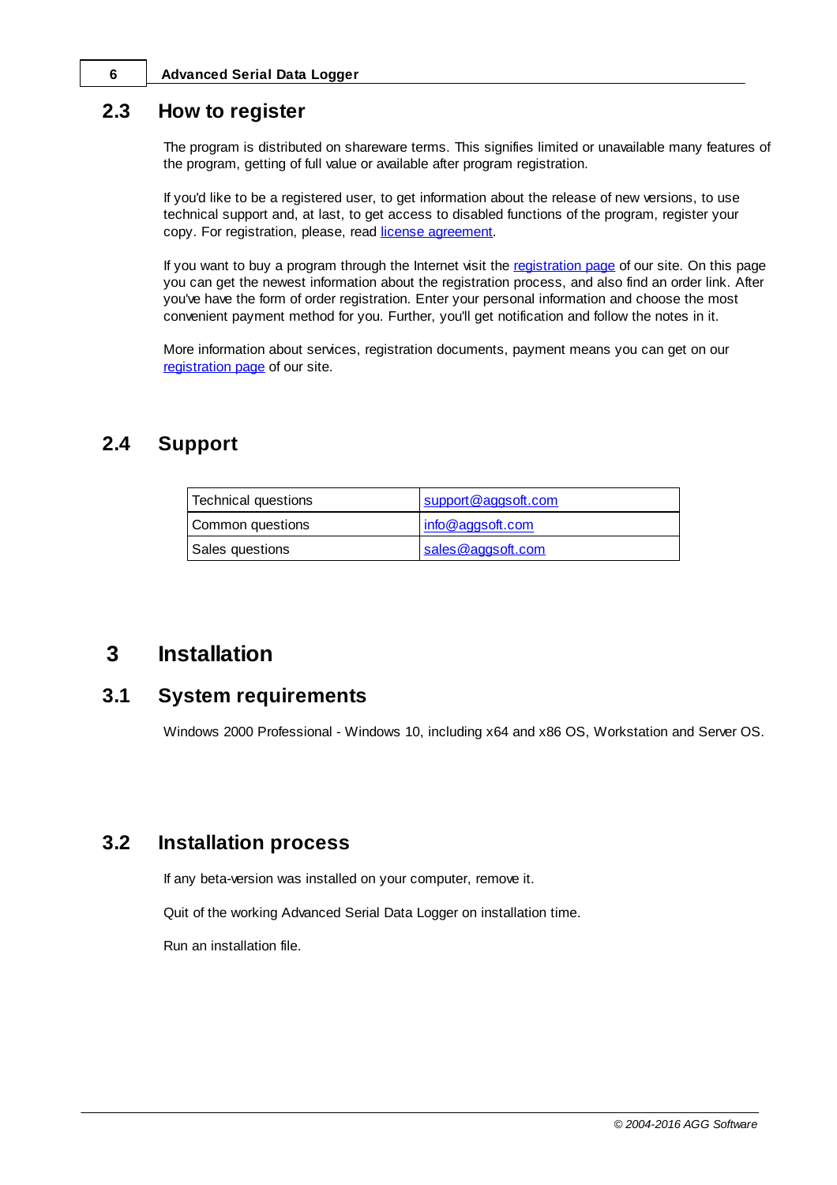## 2.3 How to register

The program is distributed on shareware terms. This signifies limited or unavailable many features of the program, getting of full value or available after program registration.

If you'd like to be a registered user, to get information about the release of new versions, to use technical support and, at last, to get access to disabled functions of the program, register your copy. For registration, please, read license agreement.

If you want to buy a program through the Internet visit the registration page of our site. On this page you can get the newest information about the registration process, and also find an order link. After you've have the form of order registration. Enter your personal information and choose the most convenient payment method for you. Further, you'll get notification and follow the notes in it.

More information about services, registration documents, payment means you can get on our registration page of our site.

## 2.4 Support

| Technical questions | support@aggsoft.com |
| --- | --- |
| Common questions | info@aggsoft.com |
| Sales questions | sales@aggsoft.com |

# 3 Installation

## 3.1 System requirements

Windows 2000 Professional - Windows 10, including x64 and x86 OS, Workstation and Server OS.

## 3.2 Installation process

If any beta-version was installed on your computer, remove it.

Quit of the working Advanced Serial Data Logger on installation time.

Run an installation file.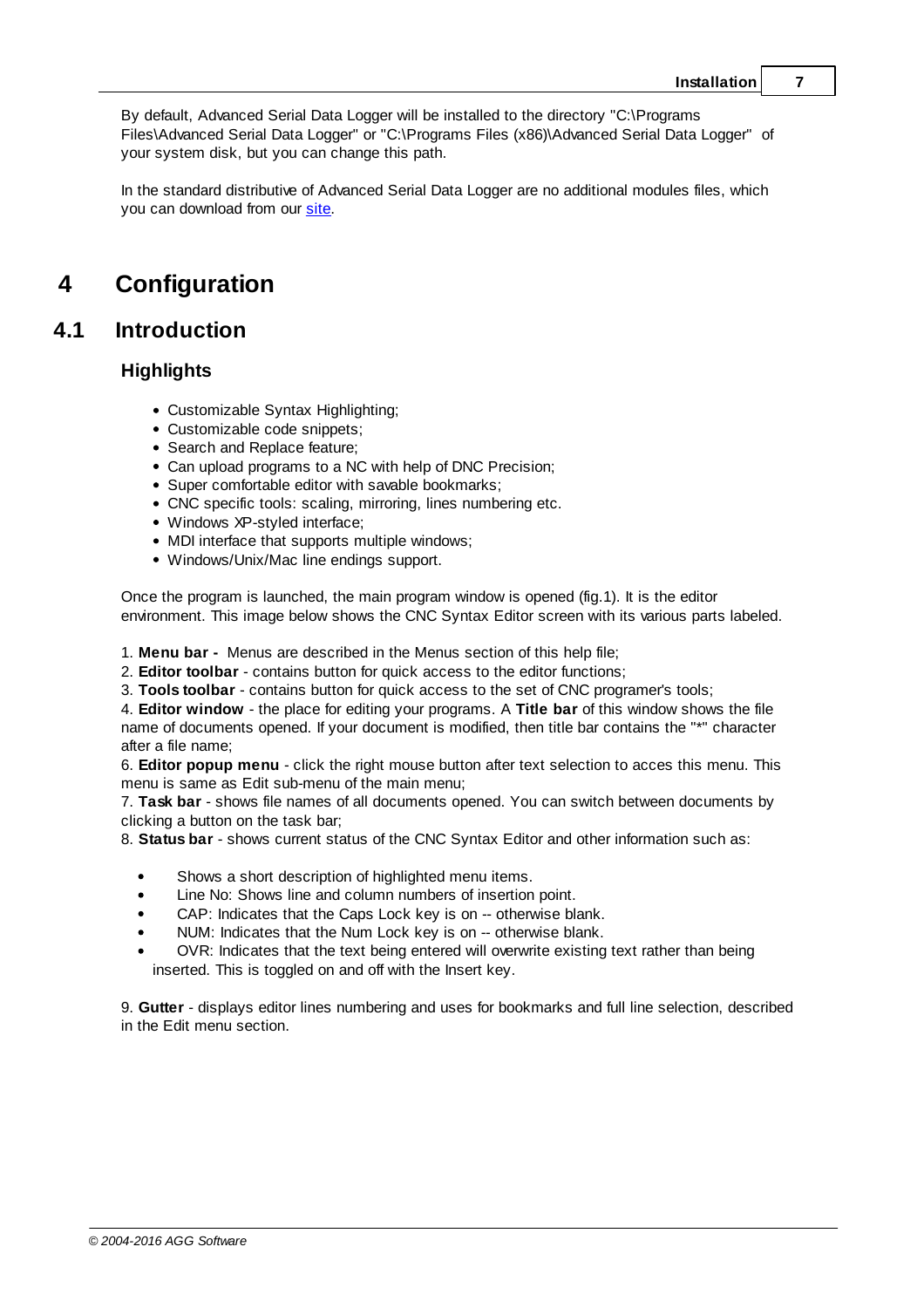By default, Advanced Serial Data Logger will be installed to the directory "C:\Programs Files\Advanced Serial Data Logger" or "C:\Programs Files (x86)\Advanced Serial Data Logger" of your system disk, but you can change this path.

In the standard distributive of Advanced Serial Data Logger are no additional modules files, which you can download from our site.

# 4 Configuration

## 4.1 Introduction

### Highlights

- Customizable Syntax Highlighting;
- Customizable code snippets;
- Search and Replace feature;
- Can upload programs to a NC with help of DNC Precision;
- Super comfortable editor with savable bookmarks;
- CNC specific tools: scaling, mirroring, lines numbering etc.
- Windows XP-styled interface;
- MDI interface that supports multiple windows;
- Windows/Unix/Mac line endings support.

Once the program is launched, the main program window is opened (fig.1). It is the editor environment. This image below shows the CNC Syntax Editor screen with its various parts labeled.

1. **Menu bar -** Menus are described in the Menus section of this help file;
2. **Editor toolbar** - contains button for quick access to the editor functions;
3. **Tools toolbar** - contains button for quick access to the set of CNC programer's tools;
4. **Editor window** - the place for editing your programs. A **Title bar** of this window shows the file name of documents opened. If your document is modified, then title bar contains the "*" character after a file name;
6. **Editor popup menu** - click the right mouse button after text selection to acces this menu. This menu is same as Edit sub-menu of the main menu;
7. **Task bar** - shows file names of all documents opened. You can switch between documents by clicking a button on the task bar;
8. **Status bar** - shows current status of the CNC Syntax Editor and other information such as:

- Shows a short description of highlighted menu items.
- Line No: Shows line and column numbers of insertion point.
- CAP: Indicates that the Caps Lock key is on -- otherwise blank.
- NUM: Indicates that the Num Lock key is on -- otherwise blank.
- OVR: Indicates that the text being entered will overwrite existing text rather than being inserted. This is toggled on and off with the Insert key.

9. **Gutter** - displays editor lines numbering and uses for bookmarks and full line selection, described in the Edit menu section.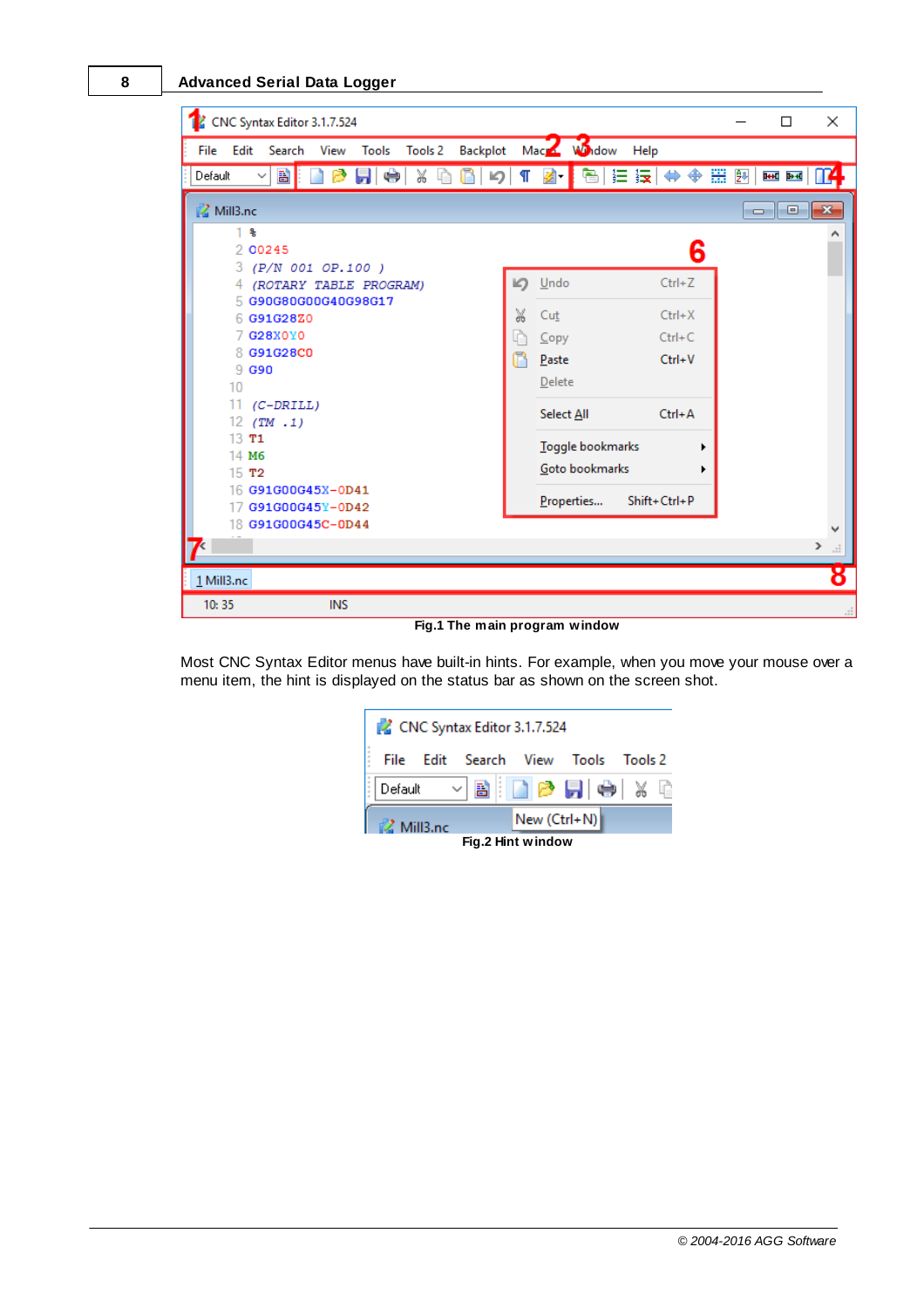Fig.1 The main program window

Most CNC Syntax Editor menus have built-in hints. For example, when you move your mouse over a menu item, the hint is displayed on the status bar as shown on the screen shot.

Fig.2 Hint window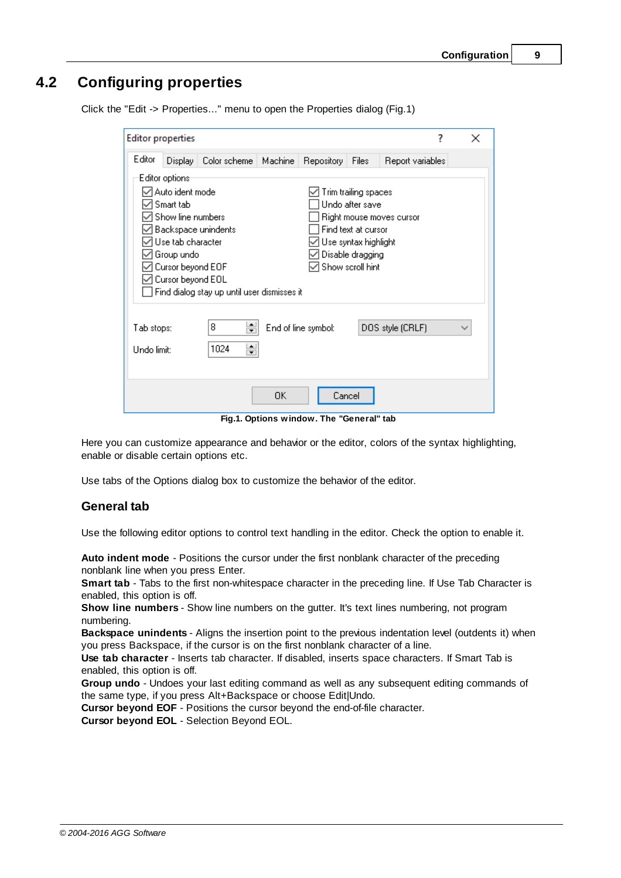## 4.2 Configuring properties

Click the "Edit -> Properties..." menu to open the Properties dialog (Fig.1)

**Fig.1. Options window. The "General" tab**

Here you can customize appearance and behavior or the editor, colors of the syntax highlighting, enable or disable certain options etc.

Use tabs of the Options dialog box to customize the behavior of the editor.

### General tab

Use the following editor options to control text handling in the editor. Check the option to enable it.

**Auto indent mode** - Positions the cursor under the first nonblank character of the preceding nonblank line when you press Enter.
**Smart tab** - Tabs to the first non-whitespace character in the preceding line. If Use Tab Character is enabled, this option is off.
**Show line numbers** - Show line numbers on the gutter. It's text lines numbering, not program numbering.
**Backspace unindents** - Aligns the insertion point to the previous indentation level (outdents it) when you press Backspace, if the cursor is on the first nonblank character of a line.
**Use tab character** - Inserts tab character. If disabled, inserts space characters. If Smart Tab is enabled, this option is off.
**Group undo** - Undoes your last editing command as well as any subsequent editing commands of the same type, if you press Alt+Backspace or choose Edit|Undo.
**Cursor beyond EOF** - Positions the cursor beyond the end-of-file character.
**Cursor beyond EOL** - Selection Beyond EOL.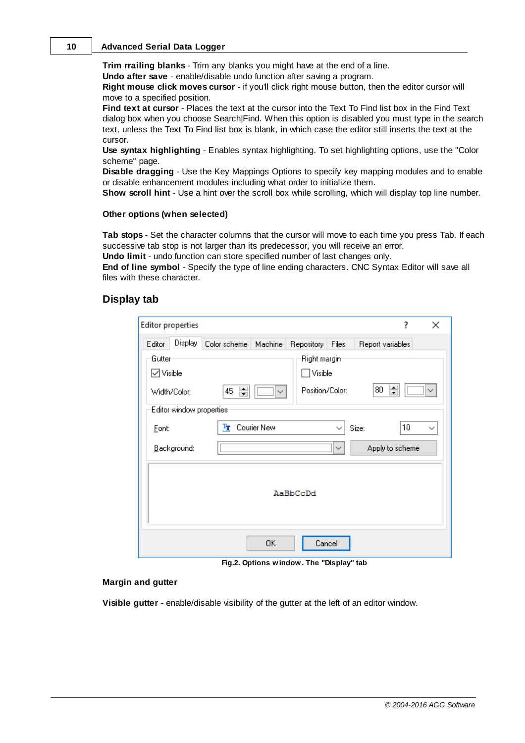**Trim rrailing blanks** - Trim any blanks you might have at the end of a line.
**Undo after save** - enable/disable undo function after saving a program.
**Right mouse click moves cursor** - if you'll click right mouse button, then the editor cursor will move to a specified position.
**Find text at cursor** - Places the text at the cursor into the Text To Find list box in the Find Text dialog box when you choose Search|Find. When this option is disabled you must type in the search text, unless the Text To Find list box is blank, in which case the editor still inserts the text at the cursor.
**Use syntax highlighting** - Enables syntax highlighting. To set highlighting options, use the "Color scheme" page.
**Disable dragging** - Use the Key Mappings Options to specify key mapping modules and to enable or disable enhancement modules including what order to initialize them.
**Show scroll hint** - Use a hint over the scroll box while scrolling, which will display top line number.

**Other options (when selected)**

**Tab stops** - Set the character columns that the cursor will move to each time you press Tab. If each successive tab stop is not larger than its predecessor, you will receive an error.
**Undo limit** - undo function can store specified number of last changes only.
**End of line symbol** - Specify the type of line ending characters. CNC Syntax Editor will save all files with these character.

## Display tab

Fig.2. Options window. The "Display" tab

**Margin and gutter**

**Visible gutter** - enable/disable visibility of the gutter at the left of an editor window.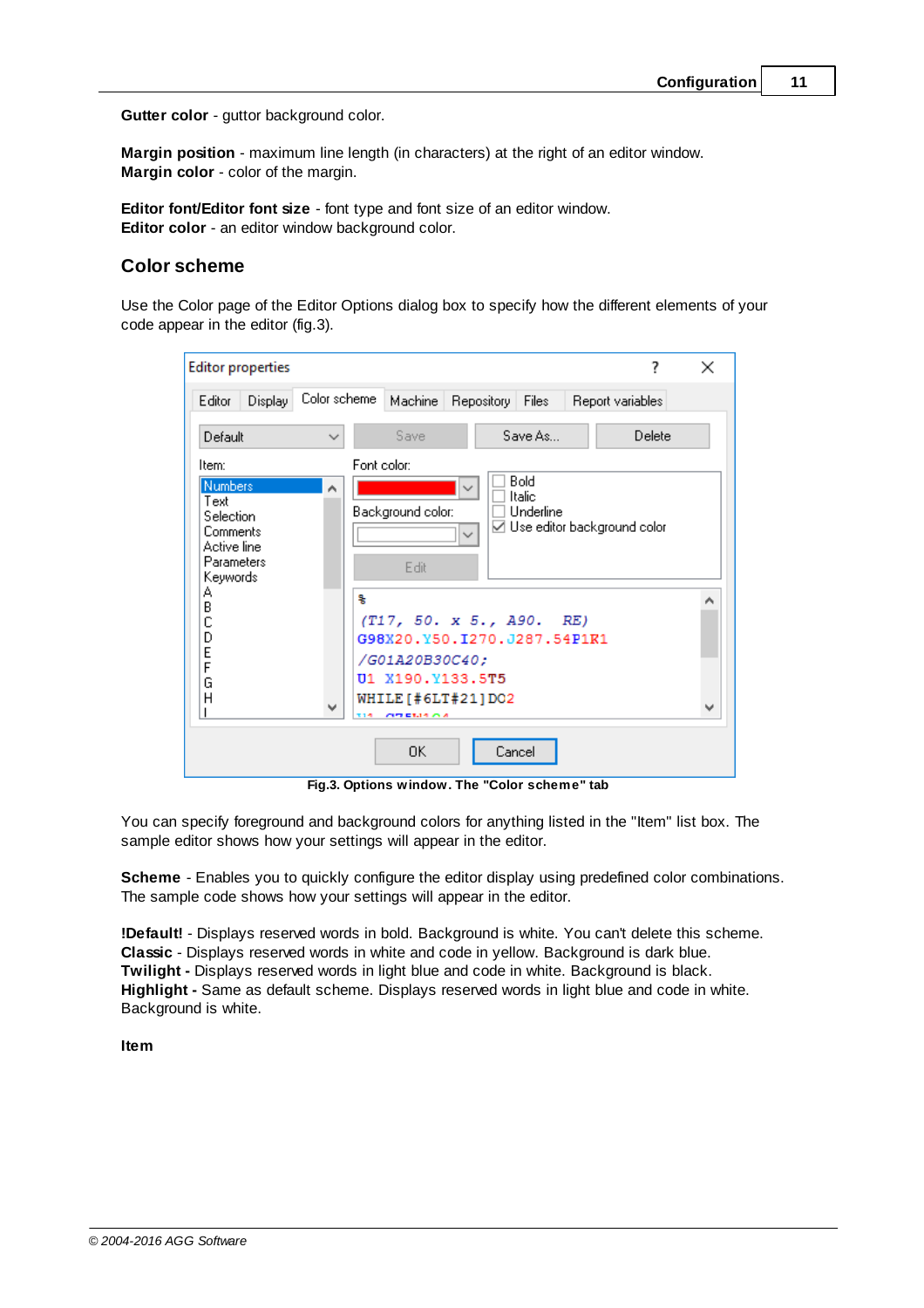**Gutter color** - guttor background color.

**Margin position** - maximum line length (in characters) at the right of an editor window.
**Margin color** - color of the margin.

**Editor font/Editor font size** - font type and font size of an editor window.
**Editor color** - an editor window background color.

## Color scheme

Use the Color page of the Editor Options dialog box to specify how the different elements of your code appear in the editor (fig.3).

Fig.3. Options window. The "Color scheme" tab

You can specify foreground and background colors for anything listed in the "Item" list box. The sample editor shows how your settings will appear in the editor.

**Scheme** - Enables you to quickly configure the editor display using predefined color combinations. The sample code shows how your settings will appear in the editor.

**!Default!** - Displays reserved words in bold. Background is white. You can't delete this scheme.
**Classic** - Displays reserved words in white and code in yellow. Background is dark blue.
**Twilight -** Displays reserved words in light blue and code in white. Background is black.
**Highlight -** Same as default scheme. Displays reserved words in light blue and code in white. Background is white.

**Item**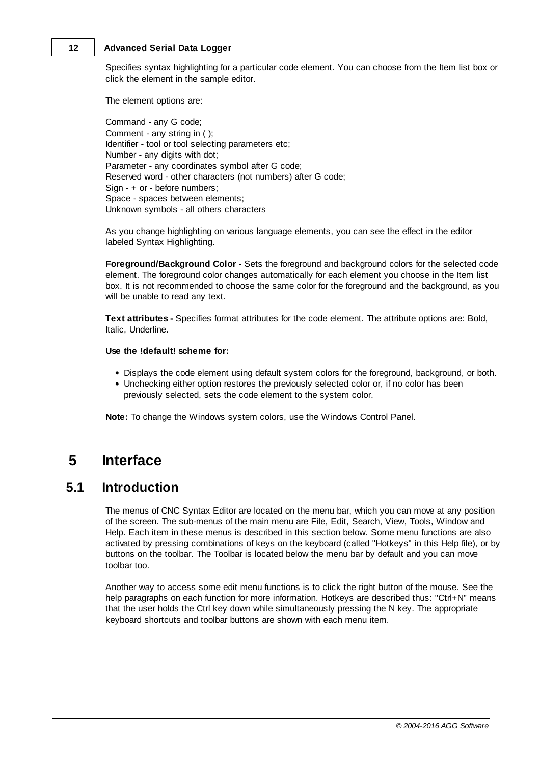Specifies syntax highlighting for a particular code element. You can choose from the Item list box or click the element in the sample editor.

The element options are:

Command - any G code;
Comment - any string in ( );
Identifier - tool or tool selecting parameters etc;
Number - any digits with dot;
Parameter - any coordinates symbol after G code;
Reserved word - other characters (not numbers) after G code;
Sign - + or - before numbers;
Space - spaces between elements;
Unknown symbols - all others characters

As you change highlighting on various language elements, you can see the effect in the editor labeled Syntax Highlighting.

**Foreground/Background Color** - Sets the foreground and background colors for the selected code element. The foreground color changes automatically for each element you choose in the Item list box. It is not recommended to choose the same color for the foreground and the background, as you will be unable to read any text.

**Text attributes -** Specifies format attributes for the code element. The attribute options are: Bold, Italic, Underline.

**Use the !default! scheme for:**

- Displays the code element using default system colors for the foreground, background, or both.
- Unchecking either option restores the previously selected color or, if no color has been previously selected, sets the code element to the system color.

**Note:** To change the Windows system colors, use the Windows Control Panel.

# 5 Interface

## 5.1 Introduction

The menus of CNC Syntax Editor are located on the menu bar, which you can move at any position of the screen. The sub-menus of the main menu are File, Edit, Search, View, Tools, Window and Help. Each item in these menus is described in this section below. Some menu functions are also activated by pressing combinations of keys on the keyboard (called "Hotkeys" in this Help file), or by buttons on the toolbar. The Toolbar is located below the menu bar by default and you can move toolbar too.

Another way to access some edit menu functions is to click the right button of the mouse. See the help paragraphs on each function for more information. Hotkeys are described thus: "Ctrl+N" means that the user holds the Ctrl key down while simultaneously pressing the N key. The appropriate keyboard shortcuts and toolbar buttons are shown with each menu item.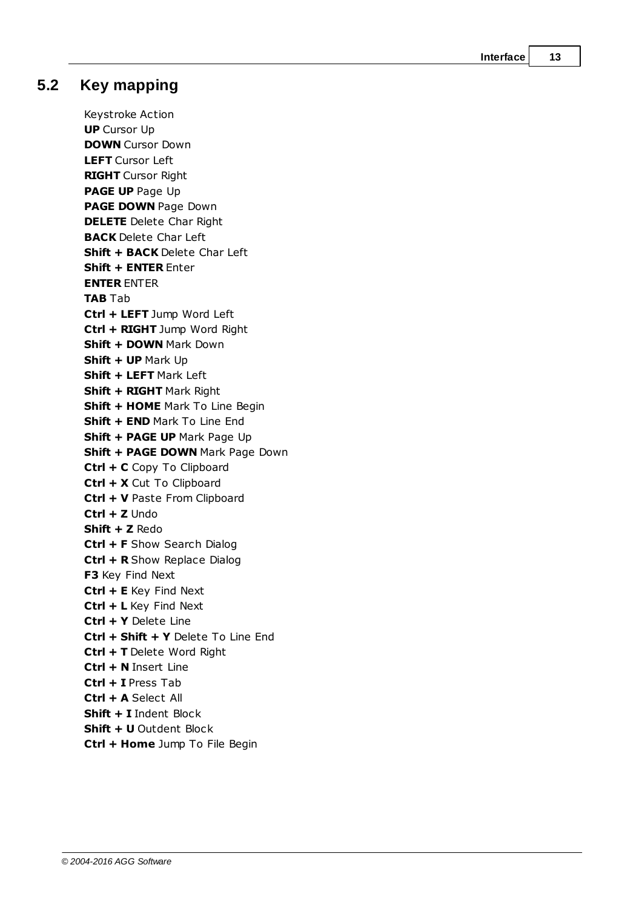## 5.2 Key mapping

Keystroke Action
**UP** Cursor Up
**DOWN** Cursor Down
**LEFT** Cursor Left
**RIGHT** Cursor Right
**PAGE UP** Page Up
**PAGE DOWN** Page Down
**DELETE** Delete Char Right
**BACK** Delete Char Left
**Shift + BACK** Delete Char Left
**Shift + ENTER** Enter
**ENTER** ENTER
**TAB** Tab
**Ctrl + LEFT** Jump Word Left
**Ctrl + RIGHT** Jump Word Right
**Shift + DOWN** Mark Down
**Shift + UP** Mark Up
**Shift + LEFT** Mark Left
**Shift + RIGHT** Mark Right
**Shift + HOME** Mark To Line Begin
**Shift + END** Mark To Line End
**Shift + PAGE UP** Mark Page Up
**Shift + PAGE DOWN** Mark Page Down
**Ctrl + C** Copy To Clipboard
**Ctrl + X** Cut To Clipboard
**Ctrl + V** Paste From Clipboard
**Ctrl + Z** Undo
**Shift + Z** Redo
**Ctrl + F** Show Search Dialog
**Ctrl + R** Show Replace Dialog
**F3** Key Find Next
**Ctrl + E** Key Find Next
**Ctrl + L** Key Find Next
**Ctrl + Y** Delete Line
**Ctrl + Shift + Y** Delete To Line End
**Ctrl + T** Delete Word Right
**Ctrl + N** Insert Line
**Ctrl + I** Press Tab
**Ctrl + A** Select All
**Shift + I** Indent Block
**Shift + U** Outdent Block
**Ctrl + Home** Jump To File Begin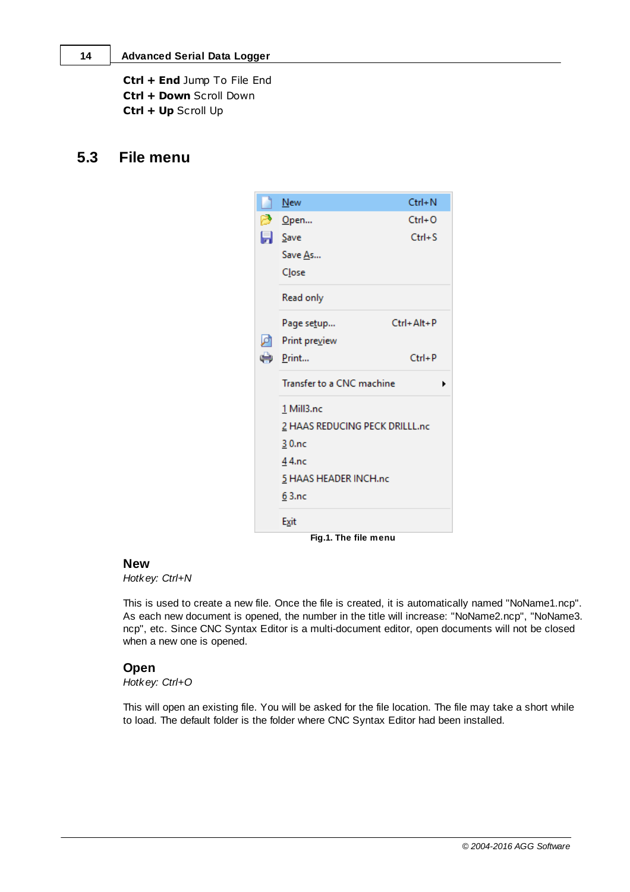**Ctrl + End** Jump To File End
**Ctrl + Down** Scroll Down
**Ctrl + Up** Scroll Up

## 5.3 File menu

Fig.1. The file menu

### New

*Hotkey: Ctrl+N*

This is used to create a new file. Once the file is created, it is automatically named "NoName1.ncp". As each new document is opened, the number in the title will increase: "NoName2.ncp", "NoName3.ncp", etc. Since CNC Syntax Editor is a multi-document editor, open documents will not be closed when a new one is opened.

### Open

*Hotkey: Ctrl+O*

This will open an existing file. You will be asked for the file location. The file may take a short while to load. The default folder is the folder where CNC Syntax Editor had been installed.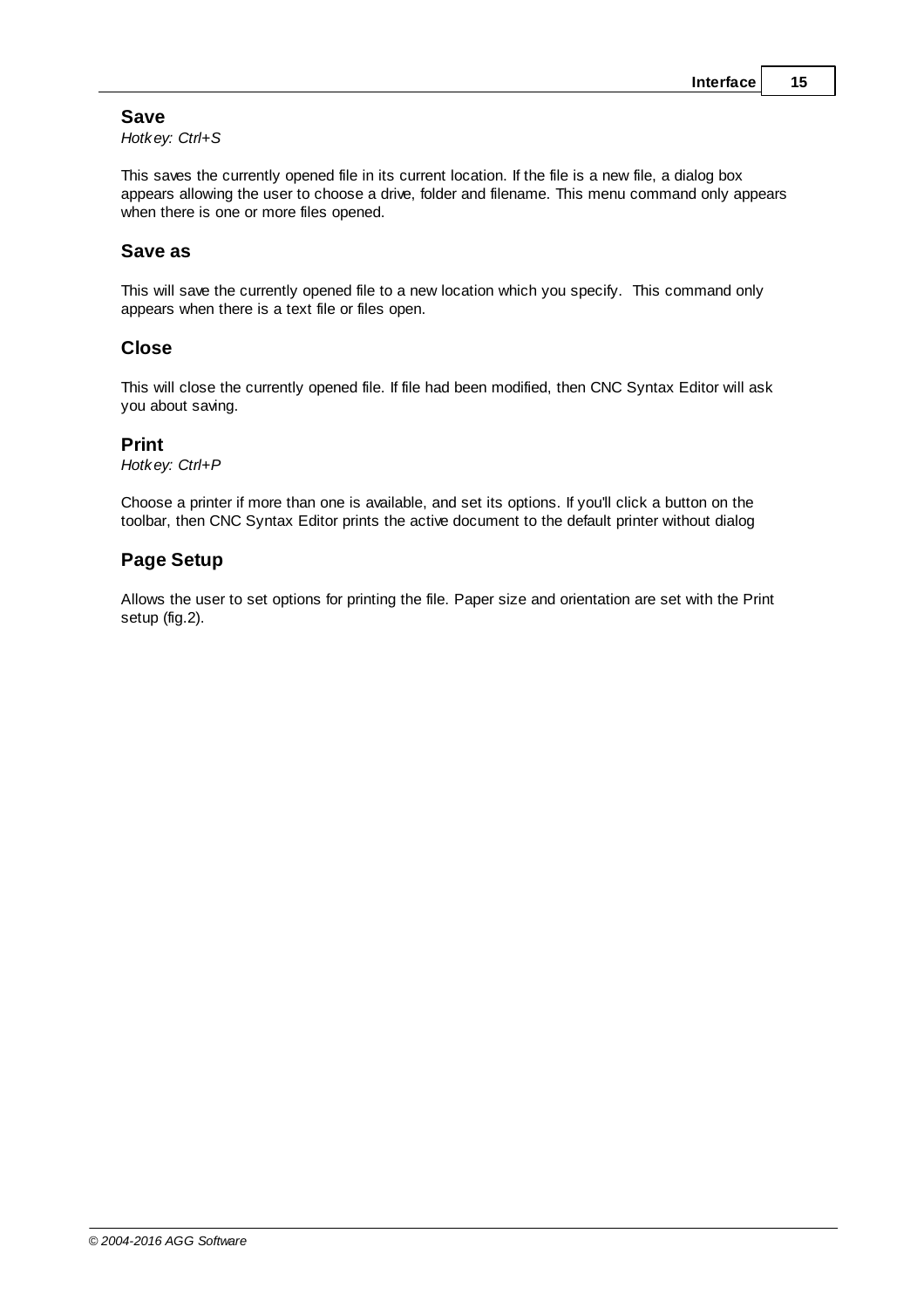## Save

*Hotkey: Ctrl+S*

This saves the currently opened file in its current location. If the file is a new file, a dialog box appears allowing the user to choose a drive, folder and filename. This menu command only appears when there is one or more files opened.

## Save as

This will save the currently opened file to a new location which you specify. This command only appears when there is a text file or files open.

## Close

This will close the currently opened file. If file had been modified, then CNC Syntax Editor will ask you about saving.

## Print

*Hotkey: Ctrl+P*

Choose a printer if more than one is available, and set its options. If you'll click a button on the toolbar, then CNC Syntax Editor prints the active document to the default printer without dialog

## Page Setup

Allows the user to set options for printing the file. Paper size and orientation are set with the Print setup (fig.2).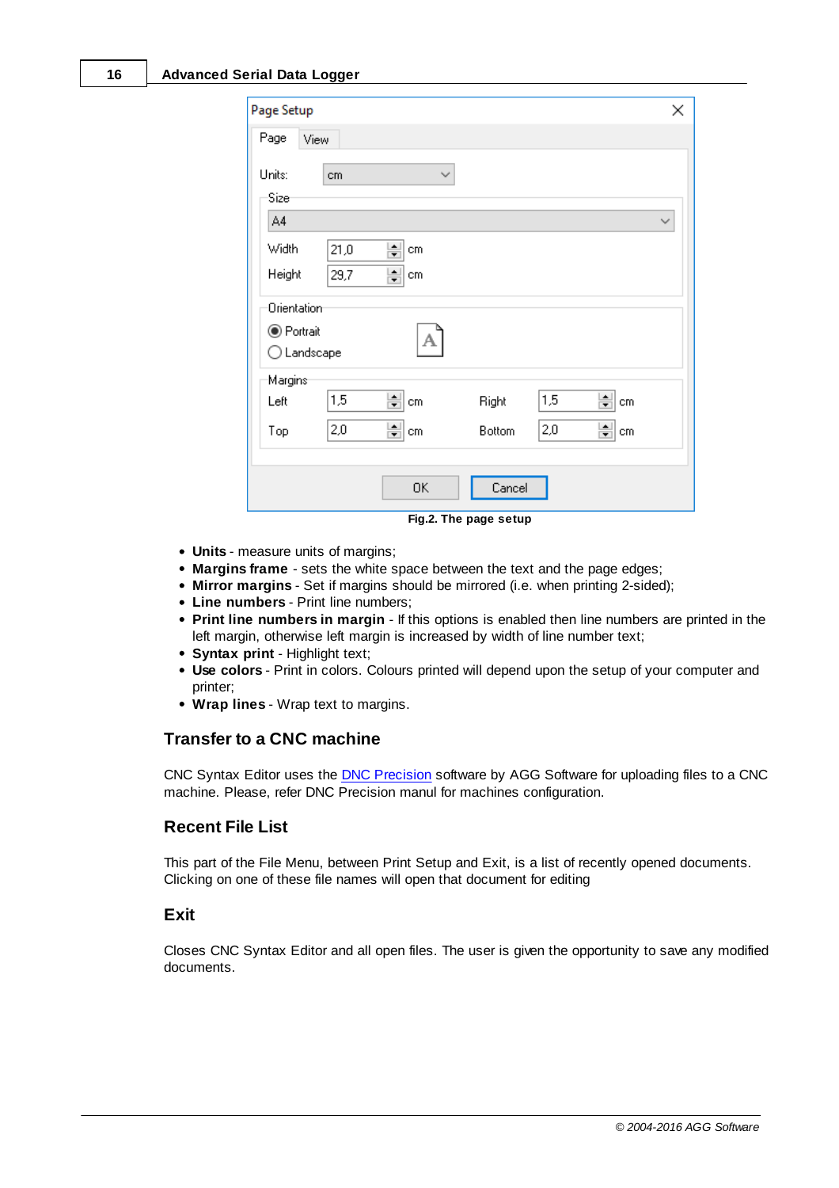Fig.2. The page setup

- **Units** - measure units of margins;
- **Margins frame** - sets the white space between the text and the page edges;
- **Mirror margins** - Set if margins should be mirrored (i.e. when printing 2-sided);
- **Line numbers** - Print line numbers;
- **Print line numbers in margin** - If this options is enabled then line numbers are printed in the left margin, otherwise left margin is increased by width of line number text;
- **Syntax print** - Highlight text;
- **Use colors** - Print in colors. Colours printed will depend upon the setup of your computer and printer;
- **Wrap lines** - Wrap text to margins.

## Transfer to a CNC machine

CNC Syntax Editor uses the DNC Precision software by AGG Software for uploading files to a CNC machine. Please, refer DNC Precision manual for machines configuration.

## Recent File List

This part of the File Menu, between Print Setup and Exit, is a list of recently opened documents. Clicking on one of these file names will open that document for editing

## Exit

Closes CNC Syntax Editor and all open files. The user is given the opportunity to save any modified documents.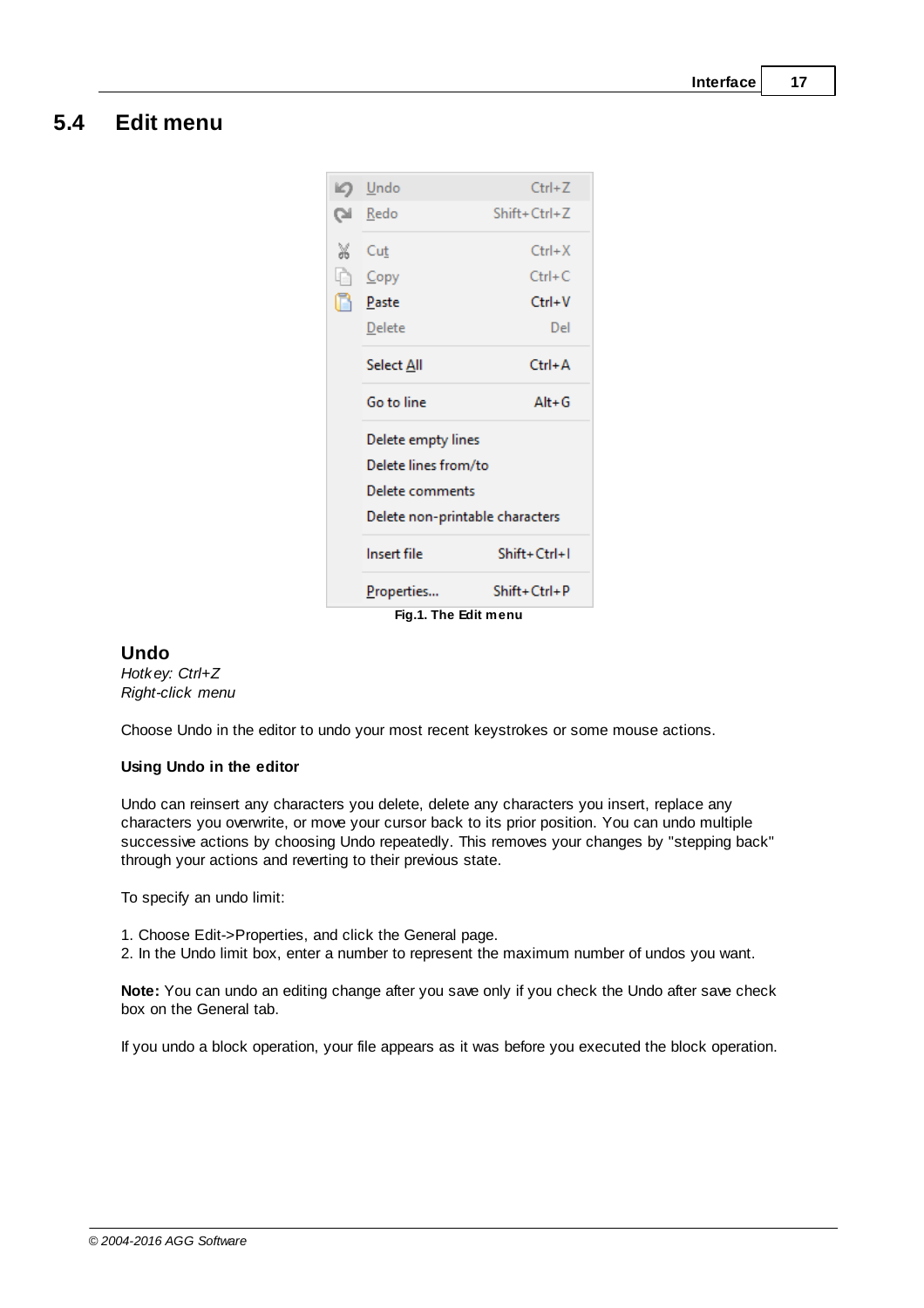## 5.4 Edit menu

Fig.1. The Edit menu

### Undo

*Hotkey: Ctrl+Z*
*Right-click menu*

Choose Undo in the editor to undo your most recent keystrokes or some mouse actions.

**Using Undo in the editor**

Undo can reinsert any characters you delete, delete any characters you insert, replace any characters you overwrite, or move your cursor back to its prior position. You can undo multiple successive actions by choosing Undo repeatedly. This removes your changes by "stepping back" through your actions and reverting to their previous state.

To specify an undo limit:

1. Choose Edit->Properties, and click the General page.
2. In the Undo limit box, enter a number to represent the maximum number of undos you want.

**Note:** You can undo an editing change after you save only if you check the Undo after save check box on the General tab.

If you undo a block operation, your file appears as it was before you executed the block operation.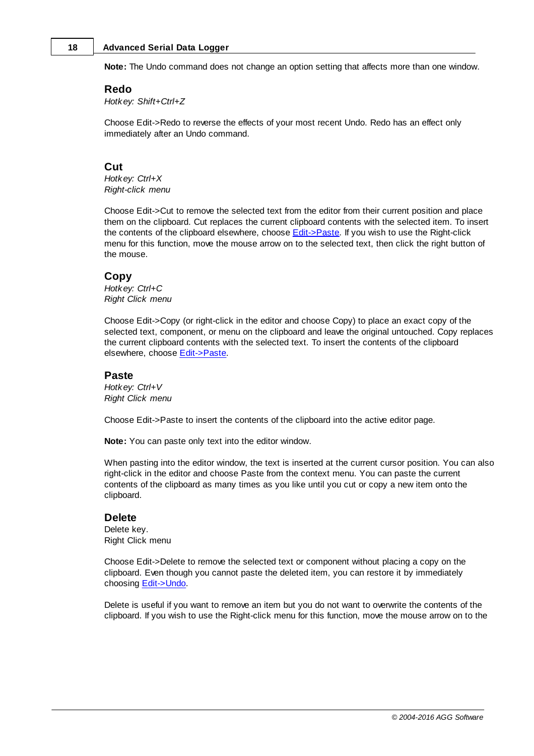**Note:** The Undo command does not change an option setting that affects more than one window.

### Redo

*Hotkey: Shift+Ctrl+Z*

Choose Edit->Redo to reverse the effects of your most recent Undo. Redo has an effect only immediately after an Undo command.

### Cut

*Hotkey: Ctrl+X*
*Right-click menu*

Choose Edit->Cut to remove the selected text from the editor from their current position and place them on the clipboard. Cut replaces the current clipboard contents with the selected item. To insert the contents of the clipboard elsewhere, choose Edit->Paste. If you wish to use the Right-click menu for this function, move the mouse arrow on to the selected text, then click the right button of the mouse.

### Copy

*Hotkey: Ctrl+C*
*Right Click menu*

Choose Edit->Copy (or right-click in the editor and choose Copy) to place an exact copy of the selected text, component, or menu on the clipboard and leave the original untouched. Copy replaces the current clipboard contents with the selected text. To insert the contents of the clipboard elsewhere, choose Edit->Paste.

### Paste

*Hotkey: Ctrl+V*
*Right Click menu*

Choose Edit->Paste to insert the contents of the clipboard into the active editor page.

**Note:** You can paste only text into the editor window.

When pasting into the editor window, the text is inserted at the current cursor position. You can also right-click in the editor and choose Paste from the context menu. You can paste the current contents of the clipboard as many times as you like until you cut or copy a new item onto the clipboard.

### Delete

Delete key.
Right Click menu

Choose Edit->Delete to remove the selected text or component without placing a copy on the clipboard. Even though you cannot paste the deleted item, you can restore it by immediately choosing Edit->Undo.

Delete is useful if you want to remove an item but you do not want to overwrite the contents of the clipboard. If you wish to use the Right-click menu for this function, move the mouse arrow on to the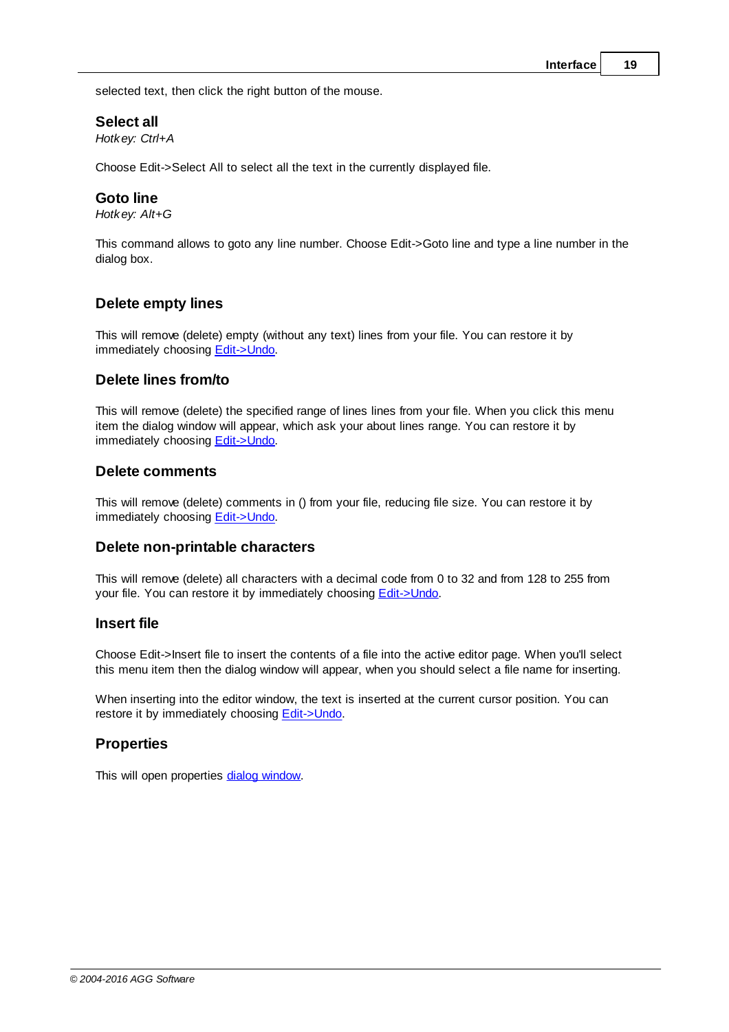selected text, then click the right button of the mouse.

### Select all

*Hotkey: Ctrl+A*

Choose Edit->Select All to select all the text in the currently displayed file.

### Goto line

*Hotkey: Alt+G*

This command allows to goto any line number. Choose Edit->Goto line and type a line number in the dialog box.

### Delete empty lines

This will remove (delete) empty (without any text) lines from your file. You can restore it by immediately choosing Edit->Undo.

### Delete lines from/to

This will remove (delete) the specified range of lines lines from your file. When you click this menu item the dialog window will appear, which ask your about lines range. You can restore it by immediately choosing Edit->Undo.

### Delete comments

This will remove (delete) comments in () from your file, reducing file size. You can restore it by immediately choosing Edit->Undo.

### Delete non-printable characters

This will remove (delete) all characters with a decimal code from 0 to 32 and from 128 to 255 from your file. You can restore it by immediately choosing Edit->Undo.

### Insert file

Choose Edit->Insert file to insert the contents of a file into the active editor page. When you'll select this menu item then the dialog window will appear, when you should select a file name for inserting.

When inserting into the editor window, the text is inserted at the current cursor position. You can restore it by immediately choosing Edit->Undo.

### Properties

This will open properties dialog window.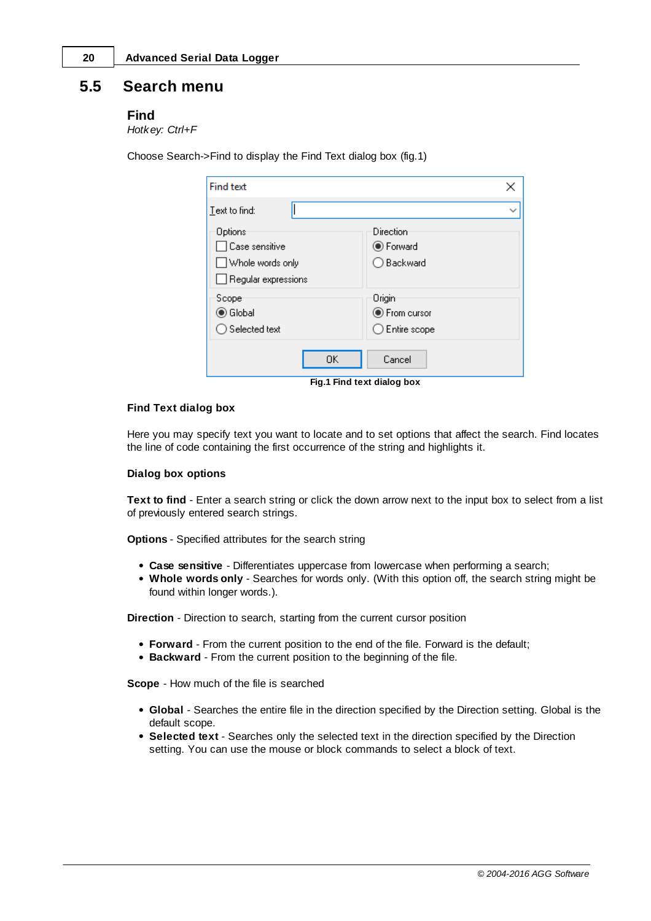## 5.5 Search menu

### Find

*Hotkey: Ctrl+F*

Choose Search->Find to display the Find Text dialog box (fig.1)

**Fig.1 Find text dialog box**

**Find Text dialog box**

Here you may specify text you want to locate and to set options that affect the search. Find locates the line of code containing the first occurrence of the string and highlights it.

**Dialog box options**

**Text to find** - Enter a search string or click the down arrow next to the input box to select from a list of previously entered search strings.

**Options** - Specified attributes for the search string

- **Case sensitive** - Differentiates uppercase from lowercase when performing a search;
- **Whole words only** - Searches for words only. (With this option off, the search string might be found within longer words.).

**Direction** - Direction to search, starting from the current cursor position

- **Forward** - From the current position to the end of the file. Forward is the default;
- **Backward** - From the current position to the beginning of the file.

**Scope** - How much of the file is searched

- **Global** - Searches the entire file in the direction specified by the Direction setting. Global is the default scope.
- **Selected text** - Searches only the selected text in the direction specified by the Direction setting. You can use the mouse or block commands to select a block of text.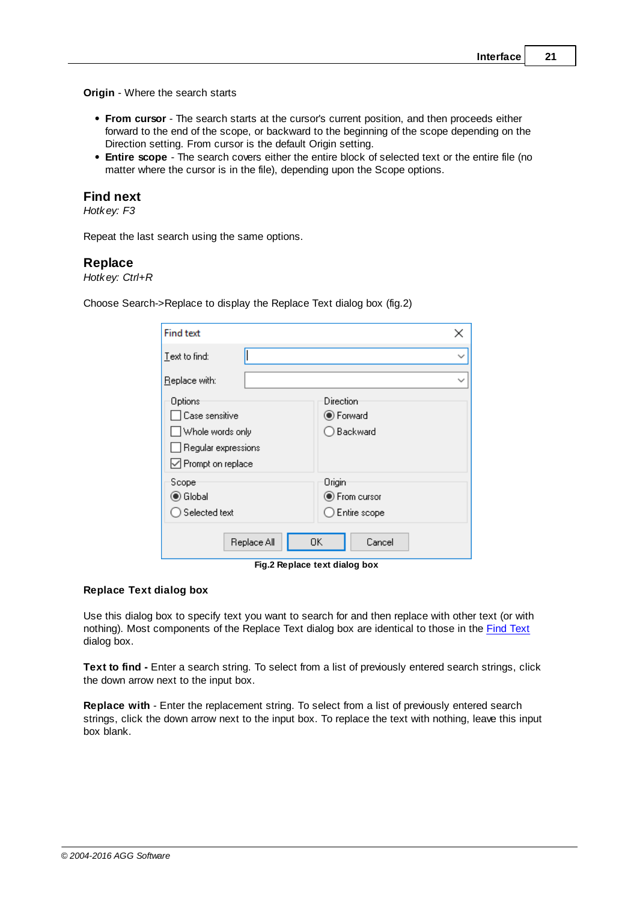**Origin** - Where the search starts

- **From cursor** - The search starts at the cursor's current position, and then proceeds either forward to the end of the scope, or backward to the beginning of the scope depending on the Direction setting. From cursor is the default Origin setting.
- **Entire scope** - The search covers either the entire block of selected text or the entire file (no matter where the cursor is in the file), depending upon the Scope options.

## Find next

*Hotkey: F3*

Repeat the last search using the same options.

## Replace

*Hotkey: Ctrl+R*

Choose Search->Replace to display the Replace Text dialog box (fig.2)

**Fig.2 Replace text dialog box**

**Replace Text dialog box**

Use this dialog box to specify text you want to search for and then replace with other text (or with nothing). Most components of the Replace Text dialog box are identical to those in the Find Text dialog box.

**Text to find -** Enter a search string. To select from a list of previously entered search strings, click the down arrow next to the input box.

**Replace with** - Enter the replacement string. To select from a list of previously entered search strings, click the down arrow next to the input box. To replace the text with nothing, leave this input box blank.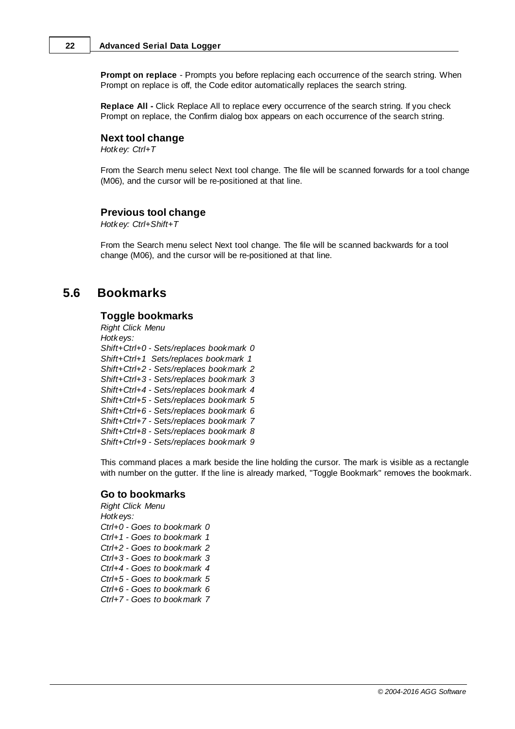**Prompt on replace** - Prompts you before replacing each occurrence of the search string. When Prompt on replace is off, the Code editor automatically replaces the search string.

**Replace All -** Click Replace All to replace every occurrence of the search string. If you check Prompt on replace, the Confirm dialog box appears on each occurrence of the search string.

### Next tool change

*Hotkey: Ctrl+T*

From the Search menu select Next tool change. The file will be scanned forwards for a tool change (M06), and the cursor will be re-positioned at that line.

### Previous tool change

*Hotkey: Ctrl+Shift+T*

From the Search menu select Next tool change. The file will be scanned backwards for a tool change (M06), and the cursor will be re-positioned at that line.

## 5.6 Bookmarks

### Toggle bookmarks

*Right Click Menu*
*Hotkeys:*
*Shift+Ctrl+0 - Sets/replaces bookmark 0*
*Shift+Ctrl+1  Sets/replaces bookmark 1*
*Shift+Ctrl+2 - Sets/replaces bookmark 2*
*Shift+Ctrl+3 - Sets/replaces bookmark 3*
*Shift+Ctrl+4 - Sets/replaces bookmark 4*
*Shift+Ctrl+5 - Sets/replaces bookmark 5*
*Shift+Ctrl+6 - Sets/replaces bookmark 6*
*Shift+Ctrl+7 - Sets/replaces bookmark 7*
*Shift+Ctrl+8 - Sets/replaces bookmark 8*
*Shift+Ctrl+9 - Sets/replaces bookmark 9*

This command places a mark beside the line holding the cursor. The mark is visible as a rectangle with number on the gutter. If the line is already marked, "Toggle Bookmark" removes the bookmark.

### Go to bookmarks

*Right Click Menu*
*Hotkeys:*
*Ctrl+0 - Goes to bookmark 0*
*Ctrl+1 - Goes to bookmark 1*
*Ctrl+2 - Goes to bookmark 2*
*Ctrl+3 - Goes to bookmark 3*
*Ctrl+4 - Goes to bookmark 4*
*Ctrl+5 - Goes to bookmark 5*
*Ctrl+6 - Goes to bookmark 6*
*Ctrl+7 - Goes to bookmark 7*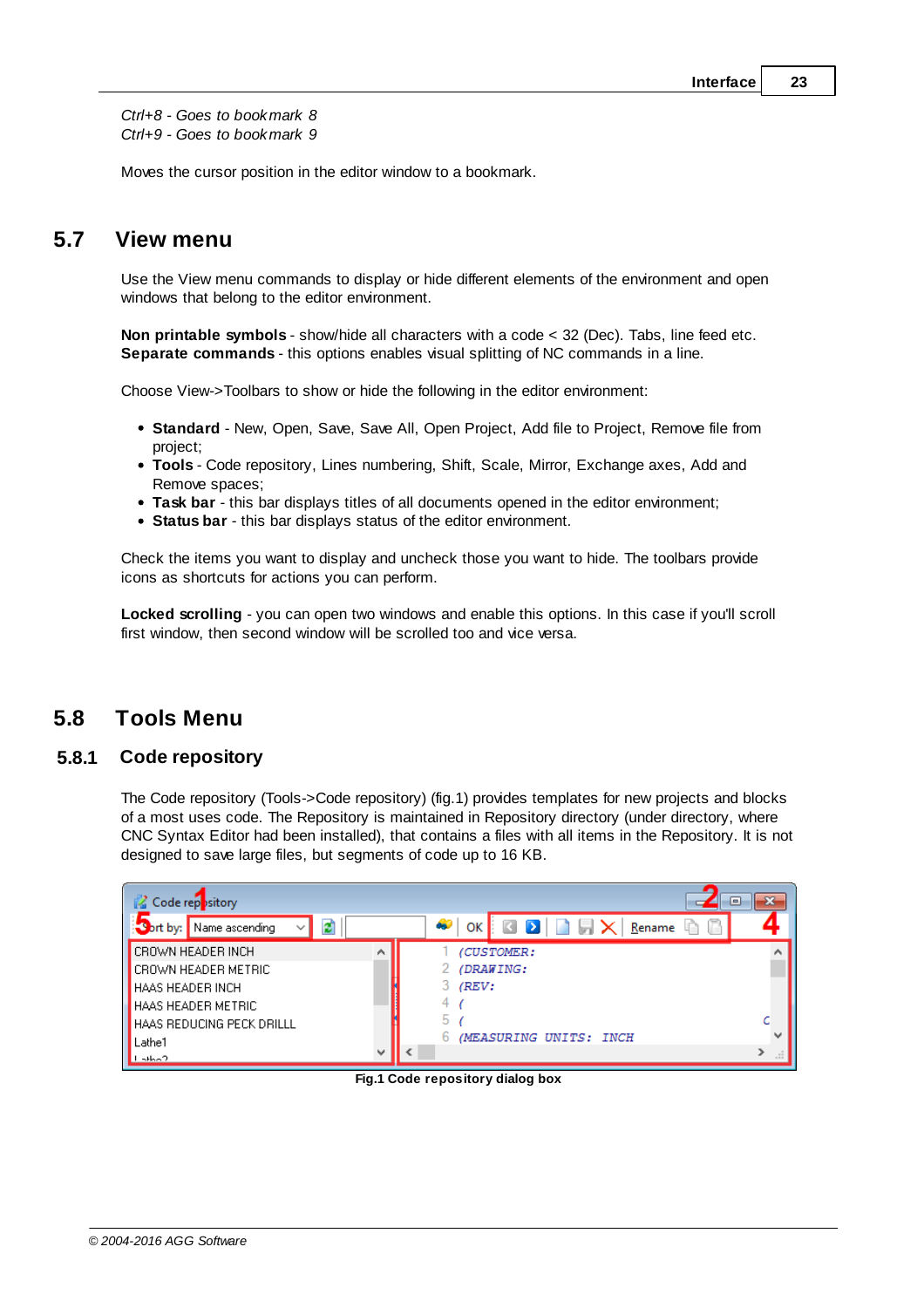*Ctrl+8 - Goes to bookmark 8*
*Ctrl+9 - Goes to bookmark 9*

Moves the cursor position in the editor window to a bookmark.

## 5.7 View menu

Use the View menu commands to display or hide different elements of the environment and open windows that belong to the editor environment.

**Non printable symbols** - show/hide all characters with a code < 32 (Dec). Tabs, line feed etc.
**Separate commands** - this options enables visual splitting of NC commands in a line.

Choose View->Toolbars to show or hide the following in the editor environment:

- **Standard** - New, Open, Save, Save All, Open Project, Add file to Project, Remove file from project;
- **Tools** - Code repository, Lines numbering, Shift, Scale, Mirror, Exchange axes, Add and Remove spaces;
- **Task bar** - this bar displays titles of all documents opened in the editor environment;
- **Status bar** - this bar displays status of the editor environment.

Check the items you want to display and uncheck those you want to hide. The toolbars provide icons as shortcuts for actions you can perform.

**Locked scrolling** - you can open two windows and enable this options. In this case if you'll scroll first window, then second window will be scrolled too and vice versa.

## 5.8 Tools Menu

### 5.8.1 Code repository

The Code repository (Tools->Code repository) (fig.1) provides templates for new projects and blocks of a most uses code. The Repository is maintained in Repository directory (under directory, where CNC Syntax Editor had been installed), that contains a files with all items in the Repository. It is not designed to save large files, but segments of code up to 16 KB.

Fig.1 Code repository dialog box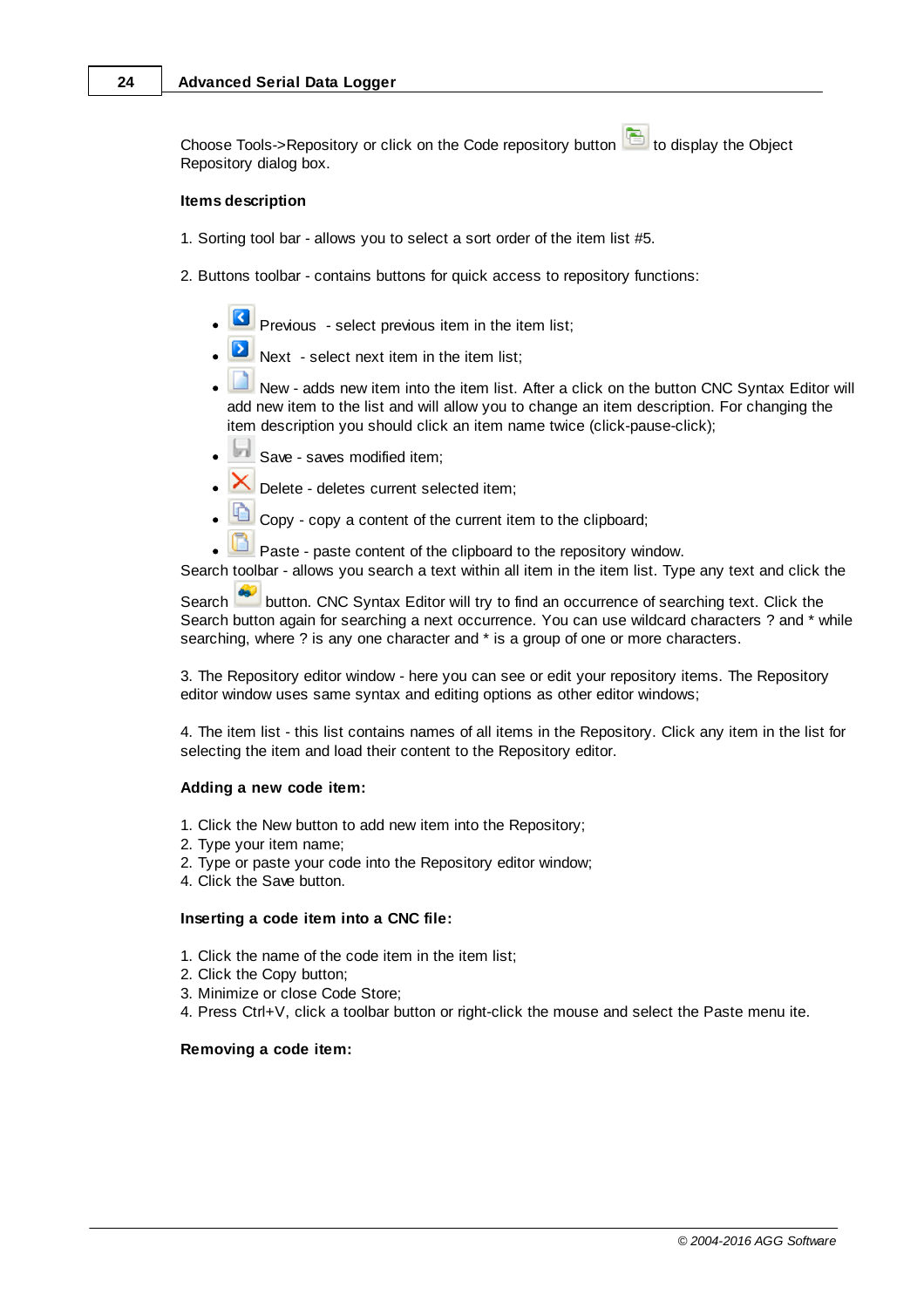Choose Tools->Repository or click on the Code repository button  to display the Object Repository dialog box.

**Items description**

1. Sorting tool bar - allows you to select a sort order of the item list #5.

2. Buttons toolbar - contains buttons for quick access to repository functions:

- Previous - select previous item in the item list;
- Next - select next item in the item list;
- New - adds new item into the item list. After a click on the button CNC Syntax Editor will add new item to the list and will allow you to change an item description. For changing the item description you should click an item name twice (click-pause-click);
- Save - saves modified item;
- Delete - deletes current selected item;
- Copy - copy a content of the current item to the clipboard;
- Paste - paste content of the clipboard to the repository window.

Search toolbar - allows you search a text within all item in the item list. Type any text and click the Search  button. CNC Syntax Editor will try to find an occurrence of searching text. Click the Search button again for searching a next occurrence. You can use wildcard characters ? and * while searching, where ? is any one character and * is a group of one or more characters.

3. The Repository editor window - here you can see or edit your repository items. The Repository editor window uses same syntax and editing options as other editor windows;

4. The item list - this list contains names of all items in the Repository. Click any item in the list for selecting the item and load their content to the Repository editor.

**Adding a new code item:**

1. Click the New button to add new item into the Repository;
2. Type your item name;
2. Type or paste your code into the Repository editor window;
4. Click the Save button.

**Inserting a code item into a CNC file:**

1. Click the name of the code item in the item list;
2. Click the Copy button;
3. Minimize or close Code Store;
4. Press Ctrl+V, click a toolbar button or right-click the mouse and select the Paste menu ite.

**Removing a code item:**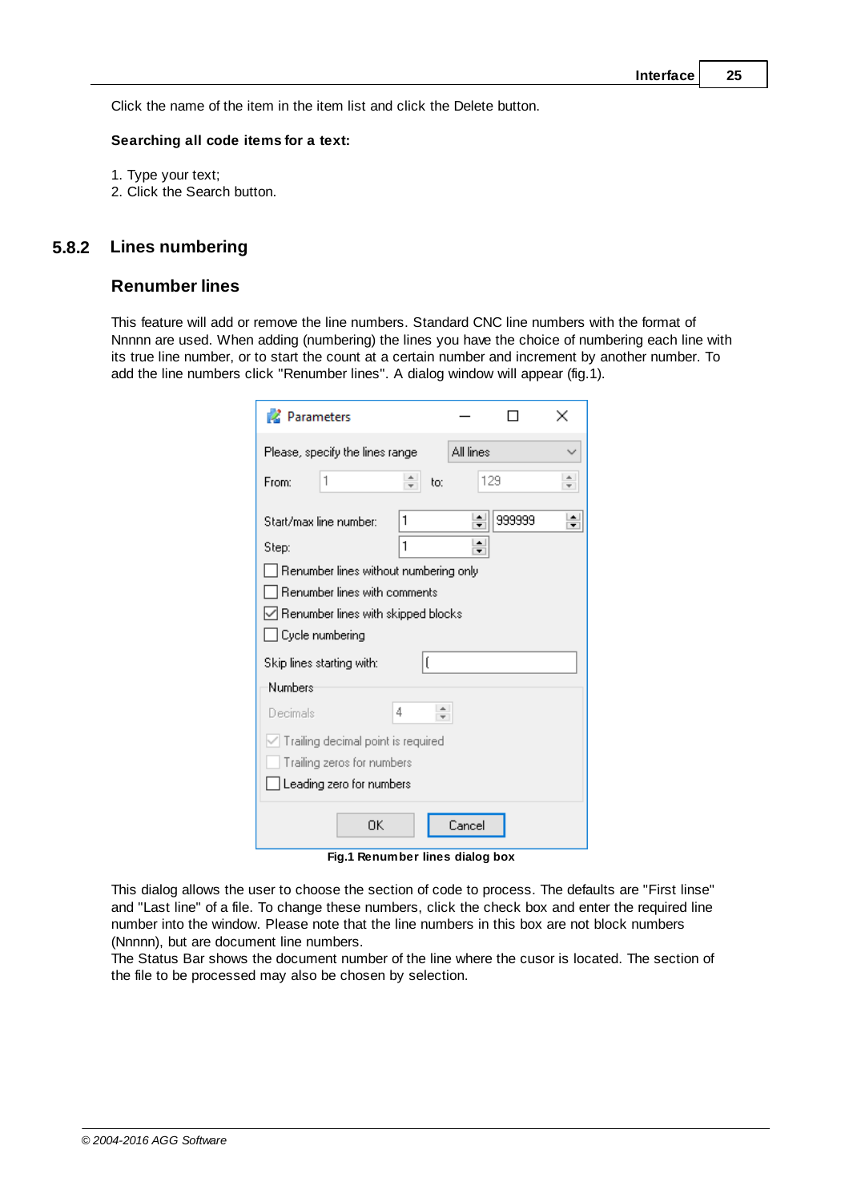Click the name of the item in the item list and click the Delete button.

**Searching all code items for a text:**

1. Type your text;
2. Click the Search button.

## 5.8.2 Lines numbering

### Renumber lines

This feature will add or remove the line numbers. Standard CNC line numbers with the format of Nnnnn are used. When adding (numbering) the lines you have the choice of numbering each line with its true line number, or to start the count at a certain number and increment by another number. To add the line numbers click "Renumber lines". A dialog window will appear (fig.1).

**Fig.1 Renumber lines dialog box**

This dialog allows the user to choose the section of code to process. The defaults are "First linse" and "Last line" of a file. To change these numbers, click the check box and enter the required line number into the window. Please note that the line numbers in this box are not block numbers (Nnnnn), but are document line numbers.
The Status Bar shows the document number of the line where the cusor is located. The section of the file to be processed may also be chosen by selection.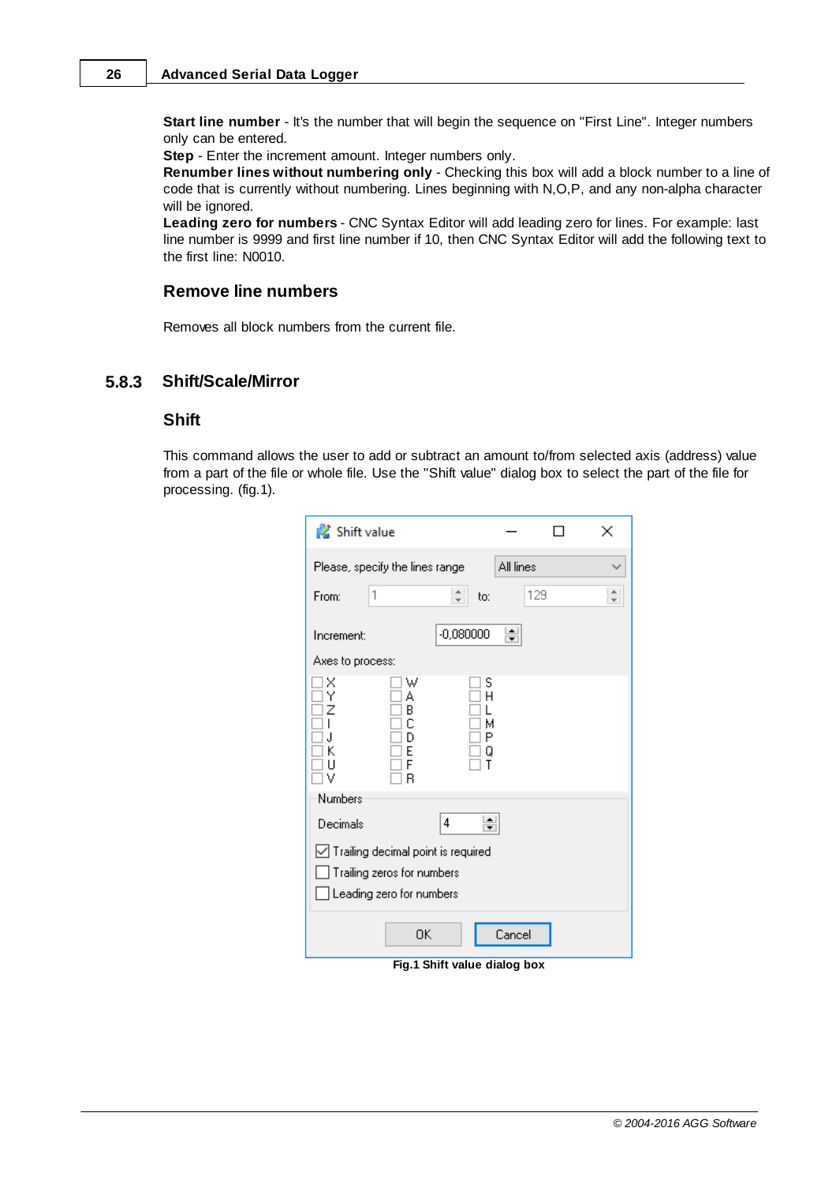**Start line number** - It's the number that will begin the sequence on "First Line". Integer numbers only can be entered.
**Step** - Enter the increment amount. Integer numbers only.
**Renumber lines without numbering only** - Checking this box will add a block number to a line of code that is currently without numbering. Lines beginning with N,O,P, and any non-alpha character will be ignored.
**Leading zero for numbers** - CNC Syntax Editor will add leading zero for lines. For example: last line number is 9999 and first line number if 10, then CNC Syntax Editor will add the following text to the first line: N0010.

### Remove line numbers

Removes all block numbers from the current file.

## 5.8.3 Shift/Scale/Mirror

### Shift

This command allows the user to add or subtract an amount to/from selected axis (address) value from a part of the file or whole file. Use the "Shift value" dialog box to select the part of the file for processing. (fig.1).

**Fig.1 Shift value dialog box**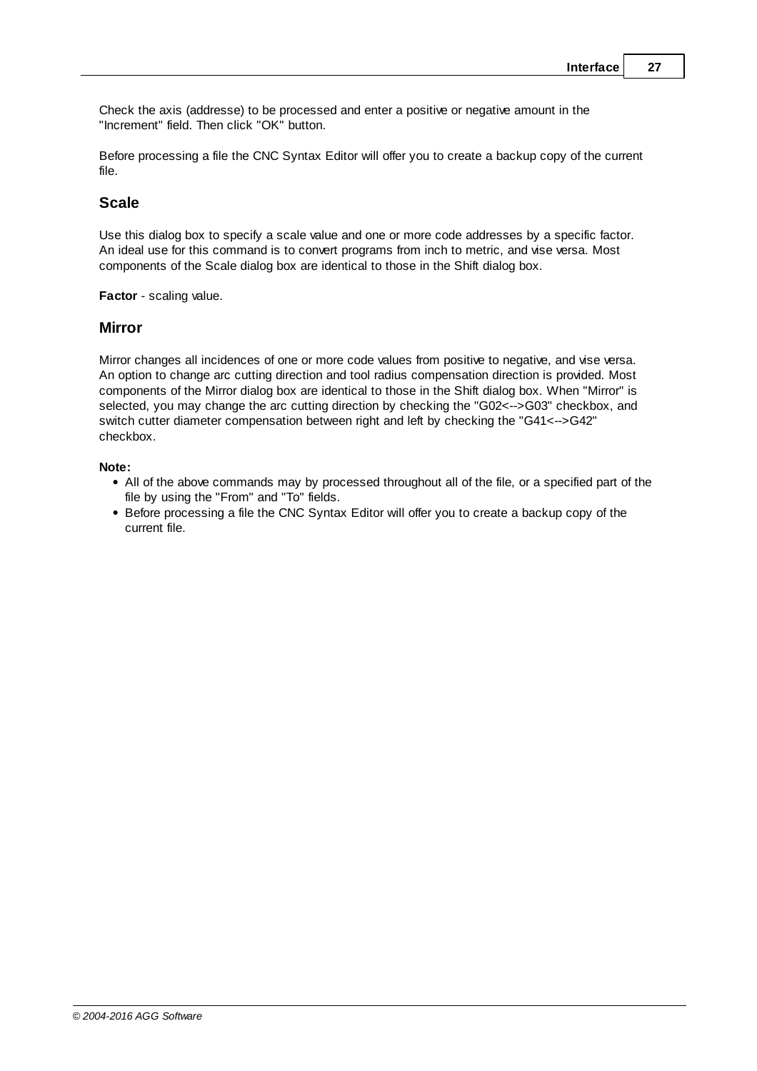Check the axis (addresse) to be processed and enter a positive or negative amount in the "Increment" field. Then click "OK" button.

Before processing a file the CNC Syntax Editor will offer you to create a backup copy of the current file.

### Scale

Use this dialog box to specify a scale value and one or more code addresses by a specific factor. An ideal use for this command is to convert programs from inch to metric, and vise versa. Most components of the Scale dialog box are identical to those in the Shift dialog box.

**Factor** - scaling value.

### Mirror

Mirror changes all incidences of one or more code values from positive to negative, and vise versa. An option to change arc cutting direction and tool radius compensation direction is provided. Most components of the Mirror dialog box are identical to those in the Shift dialog box. When "Mirror" is selected, you may change the arc cutting direction by checking the "G02<-->G03" checkbox, and switch cutter diameter compensation between right and left by checking the "G41<-->G42" checkbox.

**Note:**

- All of the above commands may by processed throughout all of the file, or a specified part of the file by using the "From" and "To" fields.
- Before processing a file the CNC Syntax Editor will offer you to create a backup copy of the current file.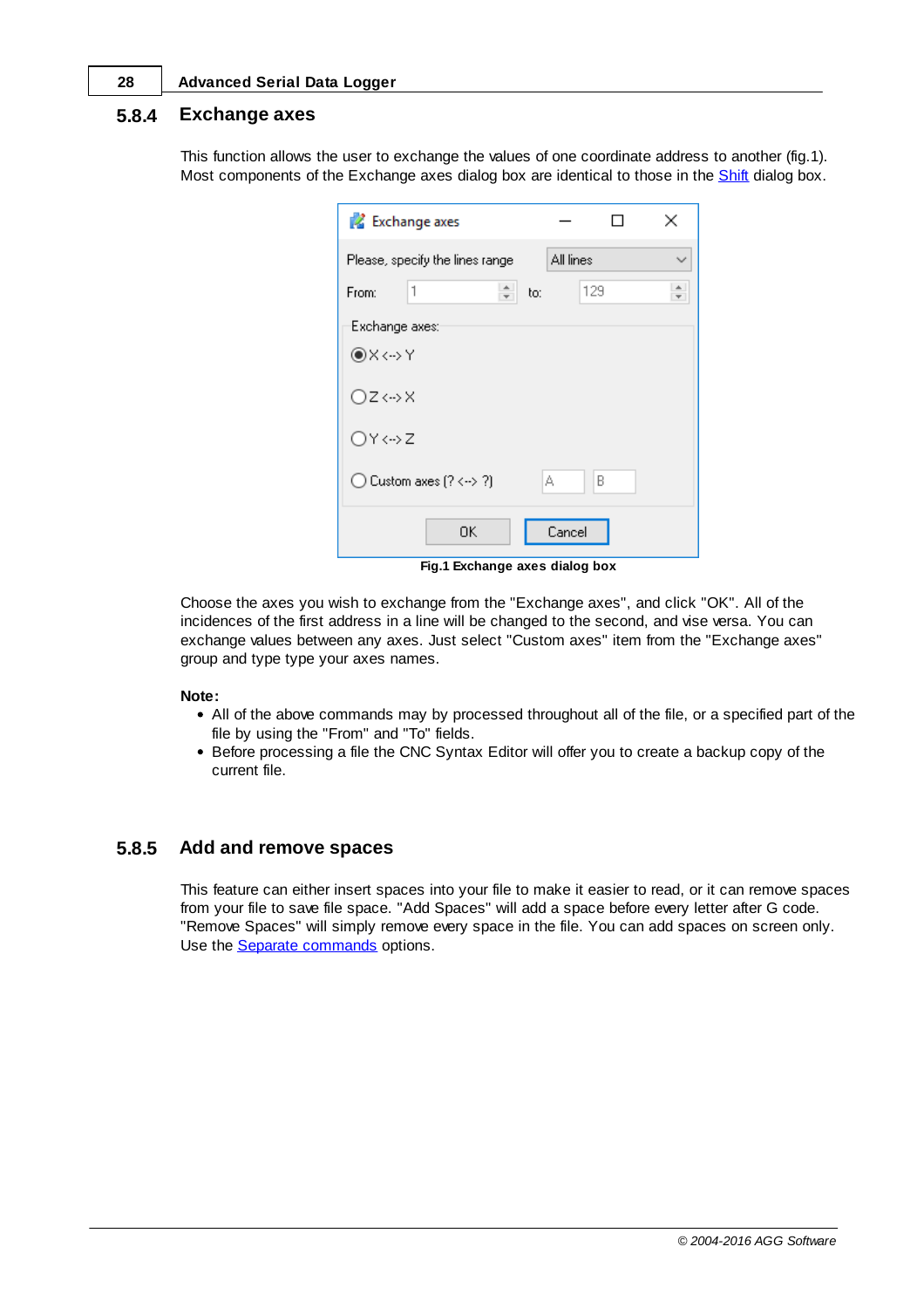## 5.8.4 Exchange axes

This function allows the user to exchange the values of one coordinate address to another (fig.1). Most components of the Exchange axes dialog box are identical to those in the Shift dialog box.

**Fig.1 Exchange axes dialog box**

Choose the axes you wish to exchange from the "Exchange axes", and click "OK". All of the incidences of the first address in a line will be changed to the second, and vise versa. You can exchange values between any axes. Just select "Custom axes" item from the "Exchange axes" group and type type your axes names.

**Note:**

- All of the above commands may by processed throughout all of the file, or a specified part of the file by using the "From" and "To" fields.
- Before processing a file the CNC Syntax Editor will offer you to create a backup copy of the current file.

## 5.8.5 Add and remove spaces

This feature can either insert spaces into your file to make it easier to read, or it can remove spaces from your file to save file space. "Add Spaces" will add a space before every letter after G code. "Remove Spaces" will simply remove every space in the file. You can add spaces on screen only. Use the Separate commands options.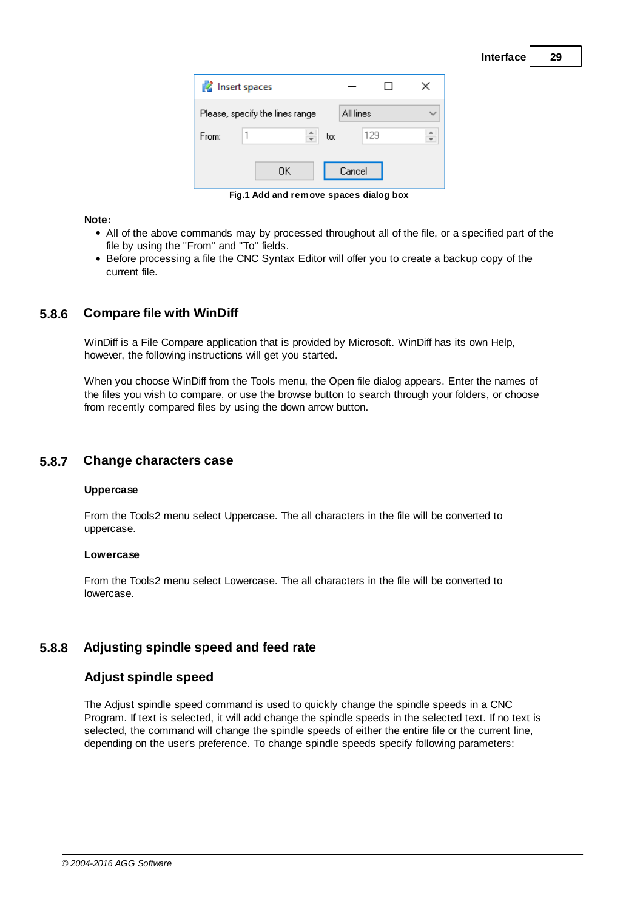Fig.1 Add and remove spaces dialog box

**Note:**

- All of the above commands may by processed throughout all of the file, or a specified part of the file by using the "From" and "To" fields.
- Before processing a file the CNC Syntax Editor will offer you to create a backup copy of the current file.

## 5.8.6 Compare file with WinDiff

WinDiff is a File Compare application that is provided by Microsoft. WinDiff has its own Help, however, the following instructions will get you started.

When you choose WinDiff from the Tools menu, the Open file dialog appears. Enter the names of the files you wish to compare, or use the browse button to search through your folders, or choose from recently compared files by using the down arrow button.

## 5.8.7 Change characters case

**Uppercase**

From the Tools2 menu select Uppercase. The all characters in the file will be converted to uppercase.

**Lowercase**

From the Tools2 menu select Lowercase. The all characters in the file will be converted to lowercase.

## 5.8.8 Adjusting spindle speed and feed rate

### Adjust spindle speed

The Adjust spindle speed command is used to quickly change the spindle speeds in a CNC Program. If text is selected, it will add change the spindle speeds in the selected text. If no text is selected, the command will change the spindle speeds of either the entire file or the current line, depending on the user's preference. To change spindle speeds specify following parameters: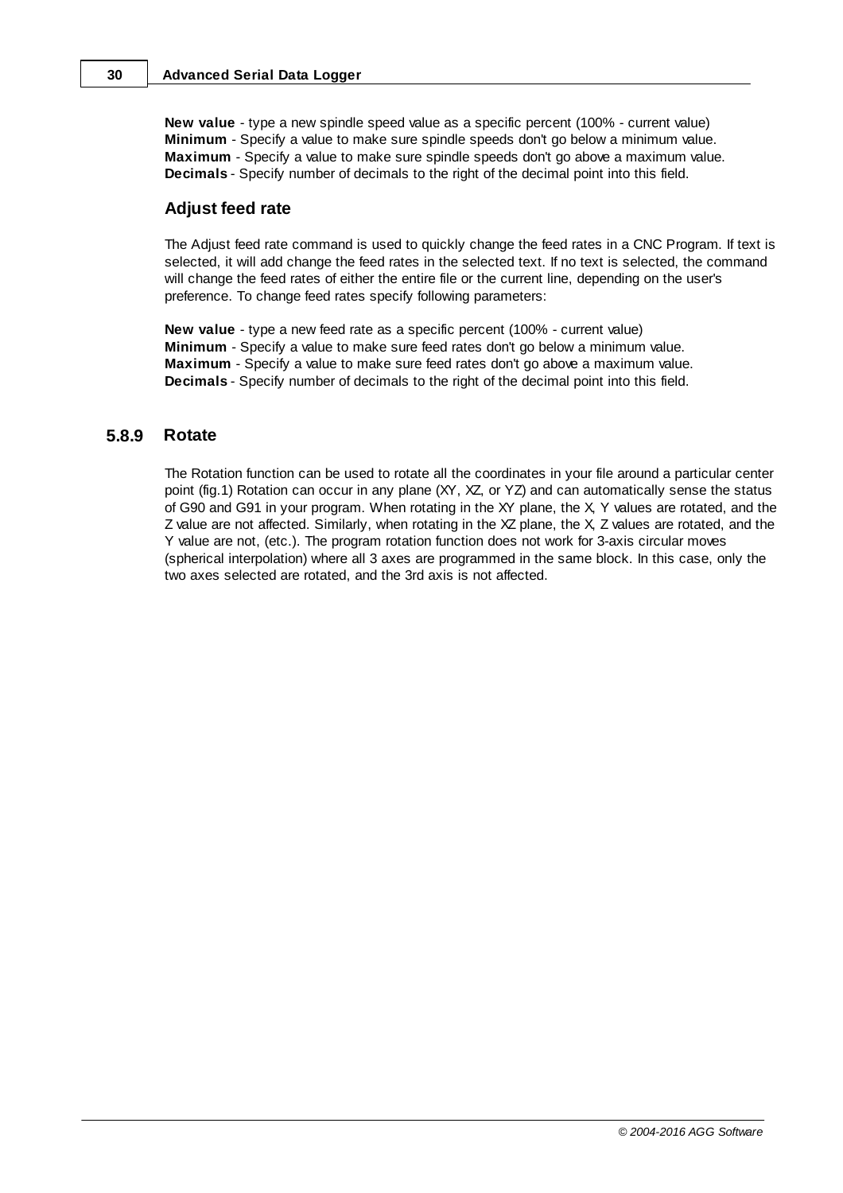**New value** - type a new spindle speed value as a specific percent (100% - current value)
**Minimum** - Specify a value to make sure spindle speeds don't go below a minimum value.
**Maximum** - Specify a value to make sure spindle speeds don't go above a maximum value.
**Decimals** - Specify number of decimals to the right of the decimal point into this field.

### Adjust feed rate

The Adjust feed rate command is used to quickly change the feed rates in a CNC Program. If text is selected, it will add change the feed rates in the selected text. If no text is selected, the command will change the feed rates of either the entire file or the current line, depending on the user's preference. To change feed rates specify following parameters:

**New value** - type a new feed rate as a specific percent (100% - current value)
**Minimum** - Specify a value to make sure feed rates don't go below a minimum value.
**Maximum** - Specify a value to make sure feed rates don't go above a maximum value.
**Decimals** - Specify number of decimals to the right of the decimal point into this field.

## 5.8.9 Rotate

The Rotation function can be used to rotate all the coordinates in your file around a particular center point (fig.1) Rotation can occur in any plane (XY, XZ, or YZ) and can automatically sense the status of G90 and G91 in your program. When rotating in the XY plane, the X, Y values are rotated, and the Z value are not affected. Similarly, when rotating in the XZ plane, the X, Z values are rotated, and the Y value are not, (etc.). The program rotation function does not work for 3-axis circular moves (spherical interpolation) where all 3 axes are programmed in the same block. In this case, only the two axes selected are rotated, and the 3rd axis is not affected.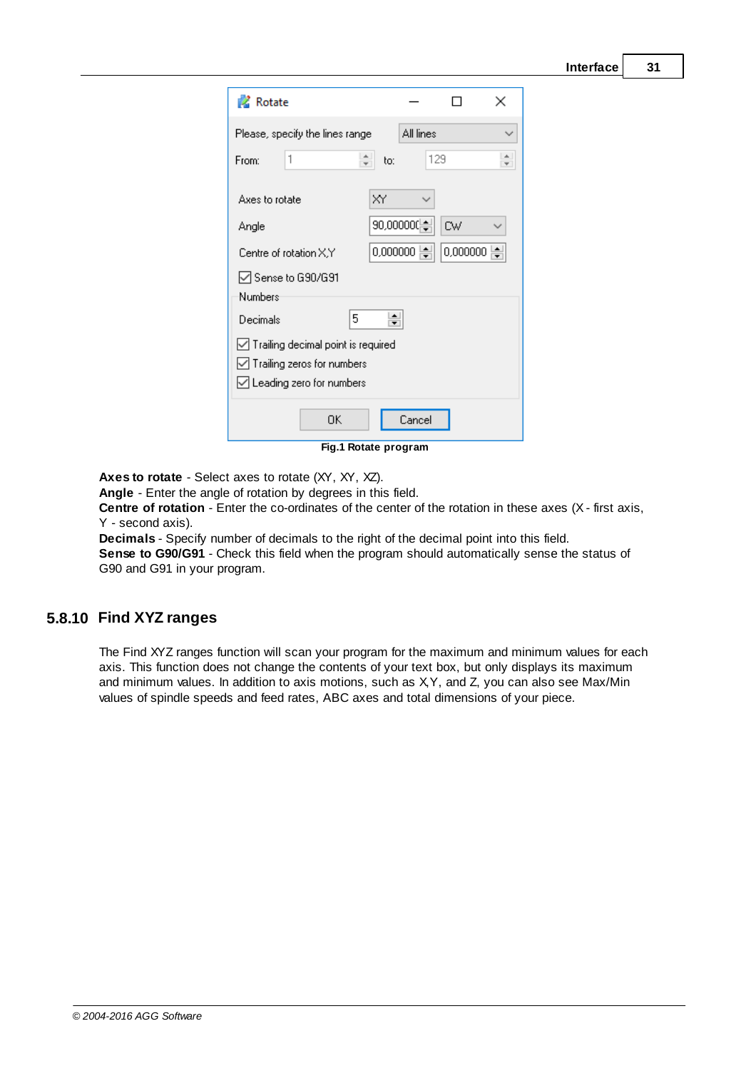Fig.1 Rotate program

**Axes to rotate** - Select axes to rotate (XY, XY, XZ).
**Angle** - Enter the angle of rotation by degrees in this field.
**Centre of rotation** - Enter the co-ordinates of the center of the rotation in these axes (X - first axis, Y - second axis).
**Decimals** - Specify number of decimals to the right of the decimal point into this field.
**Sense to G90/G91** - Check this field when the program should automatically sense the status of G90 and G91 in your program.

## 5.8.10 Find XYZ ranges

The Find XYZ ranges function will scan your program for the maximum and minimum values for each axis. This function does not change the contents of your text box, but only displays its maximum and minimum values. In addition to axis motions, such as X,Y, and Z, you can also see Max/Min values of spindle speeds and feed rates, ABC axes and total dimensions of your piece.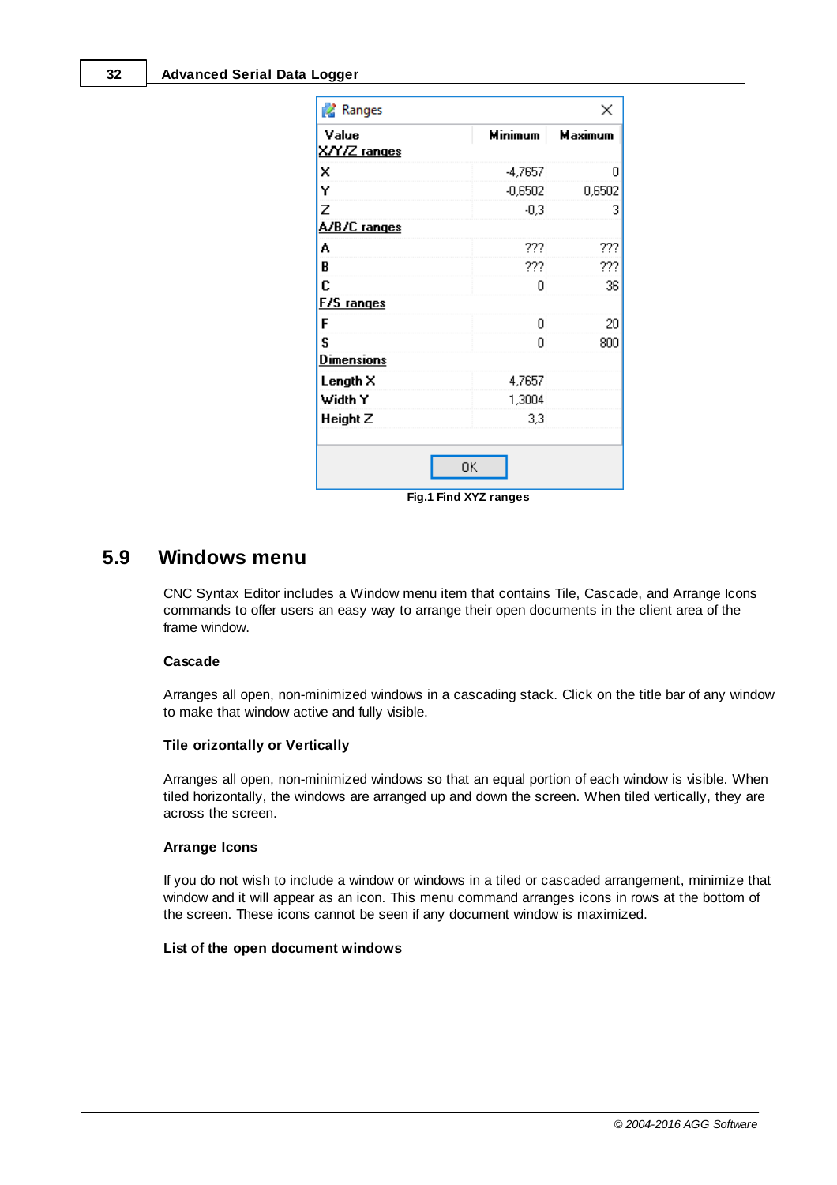| Value | Minimum | Maximum |
|---|---|---|
| X/Y/Z ranges | | |
| X | -4,7657 | 0 |
| Y | -0,6502 | 0,6502 |
| Z | -0,3 | 3 |
| A/B/C ranges | | |
| A | ??? | ??? |
| B | ??? | ??? |
| C | 0 | 36 |
| F/S ranges | | |
| F | 0 | 20 |
| S | 0 | 800 |
| Dimensions | | |
| Length X | 4,7657 | |
| Width Y | 1,3004 | |
| Height Z | 3,3 | |

**Fig.1 Find XYZ ranges**

## 5.9 Windows menu

CNC Syntax Editor includes a Window menu item that contains Tile, Cascade, and Arrange Icons commands to offer users an easy way to arrange their open documents in the client area of the frame window.

**Cascade**

Arranges all open, non-minimized windows in a cascading stack. Click on the title bar of any window to make that window active and fully visible.

**Tile orizontally or Vertically**

Arranges all open, non-minimized windows so that an equal portion of each window is visible. When tiled horizontally, the windows are arranged up and down the screen. When tiled vertically, they are across the screen.

**Arrange Icons**

If you do not wish to include a window or windows in a tiled or cascaded arrangement, minimize that window and it will appear as an icon. This menu command arranges icons in rows at the bottom of the screen. These icons cannot be seen if any document window is maximized.

**List of the open document windows**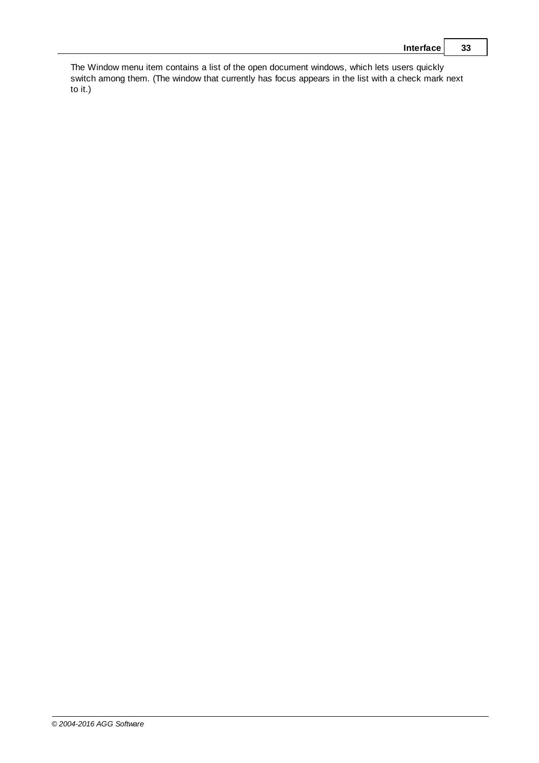The Window menu item contains a list of the open document windows, which lets users quickly switch among them. (The window that currently has focus appears in the list with a check mark next to it.)